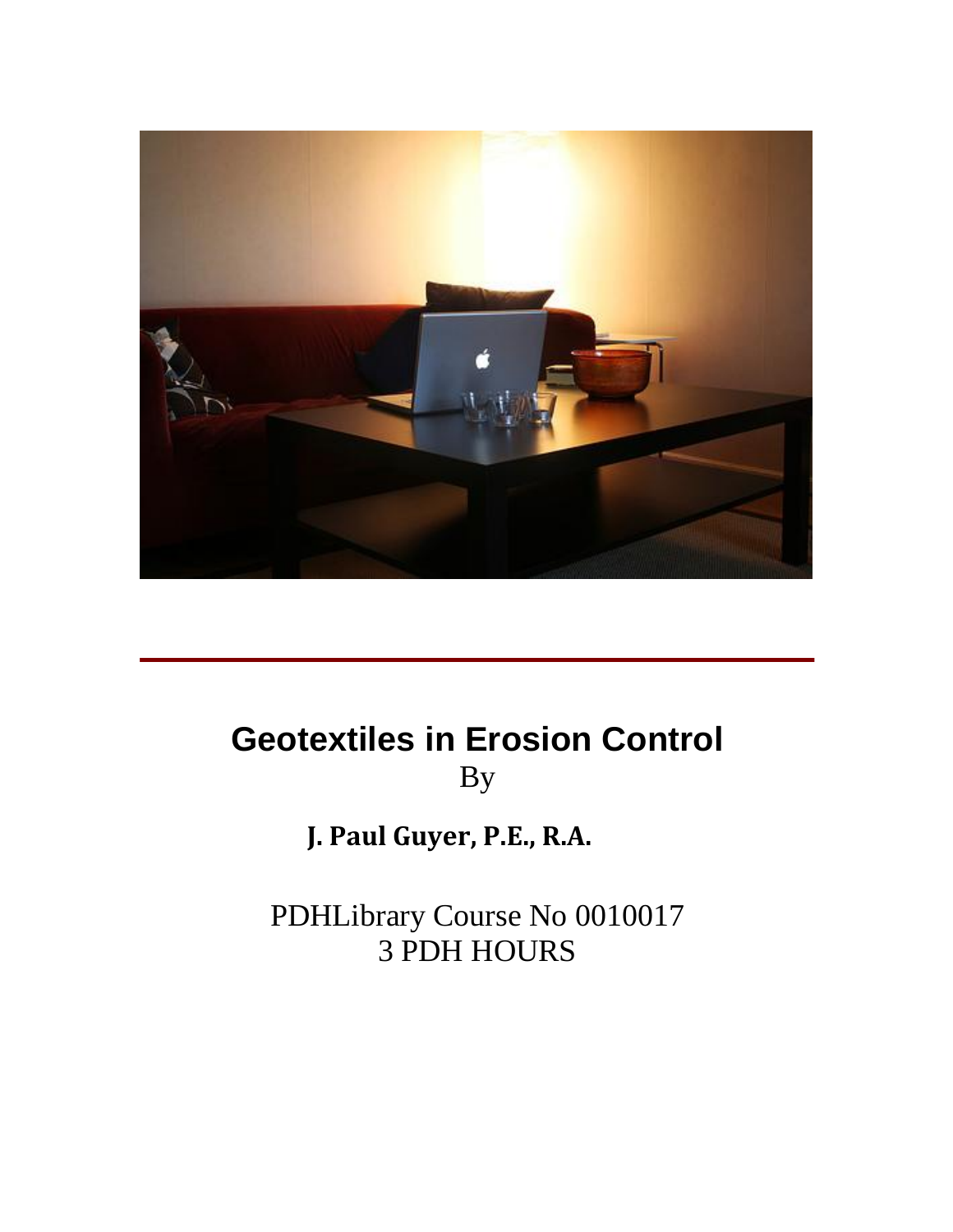# Geotextiles in Erosion Control

By

**J. Paul Guyer, P.E., R.A.**

PDHLibrary Course No 0010017

3 PDH HOURS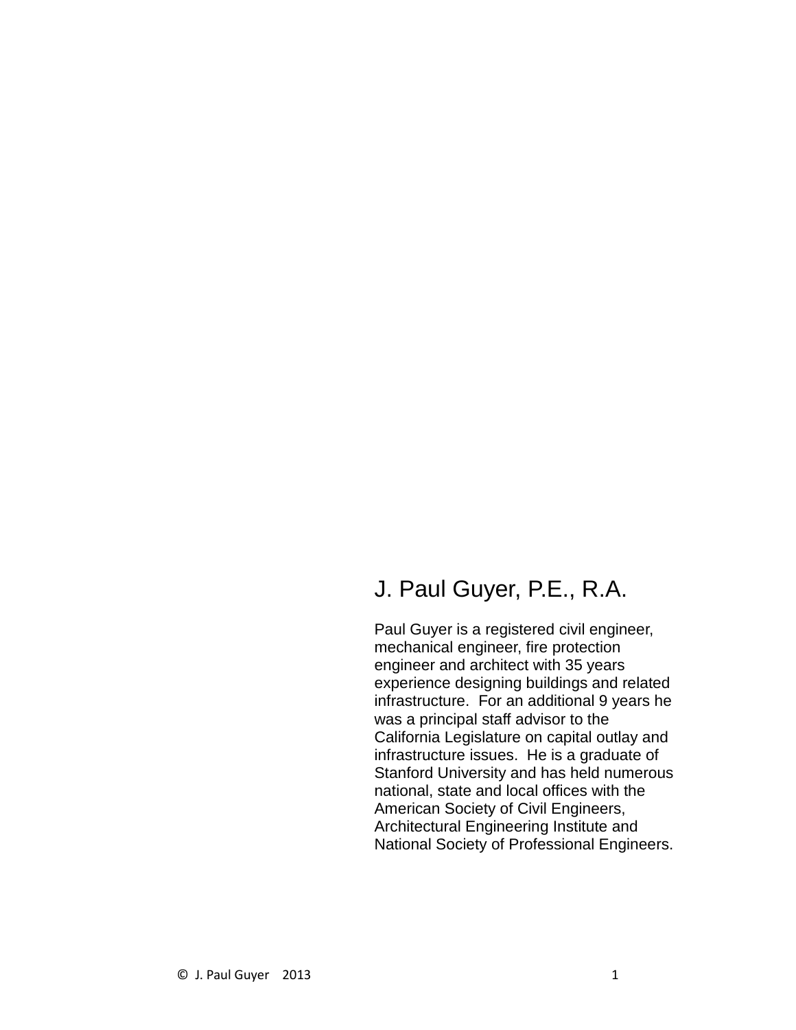# J. Paul Guyer, P.E., R.A.

Paul Guyer is a registered civil engineer, mechanical engineer, fire protection engineer and architect with 35 years experience designing buildings and related infrastructure. For an additional 9 years he was a principal staff advisor to the California Legislature on capital outlay and infrastructure issues. He is a graduate of Stanford University and has held numerous national, state and local offices with the American Society of Civil Engineers, Architectural Engineering Institute and National Society of Professional Engineers.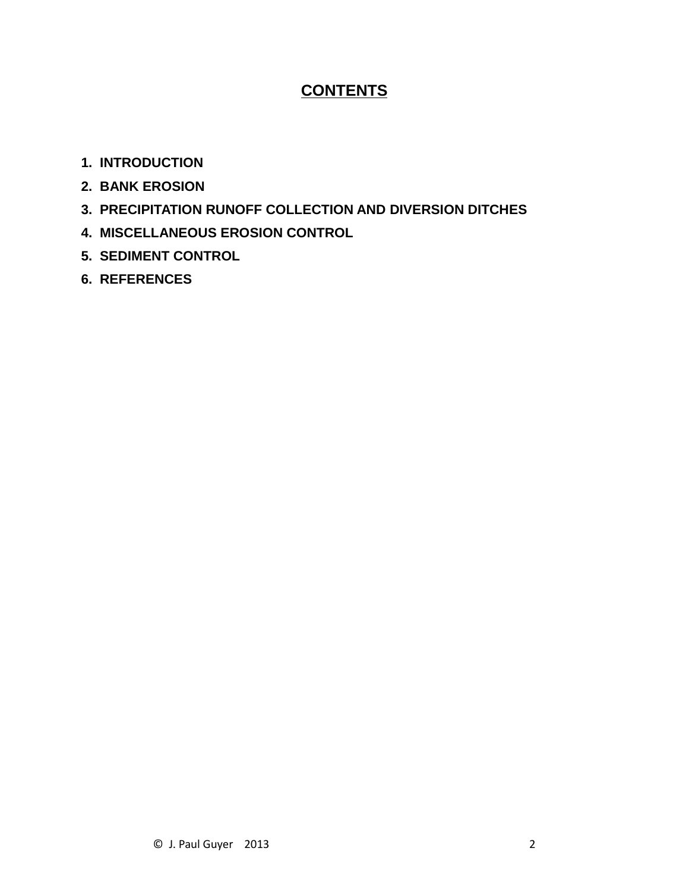# CONTENTS

1. INTRODUCTION
2. BANK EROSION
3. PRECIPITATION RUNOFF COLLECTION AND DIVERSION DITCHES
4. MISCELLANEOUS EROSION CONTROL
5. SEDIMENT CONTROL
6. REFERENCES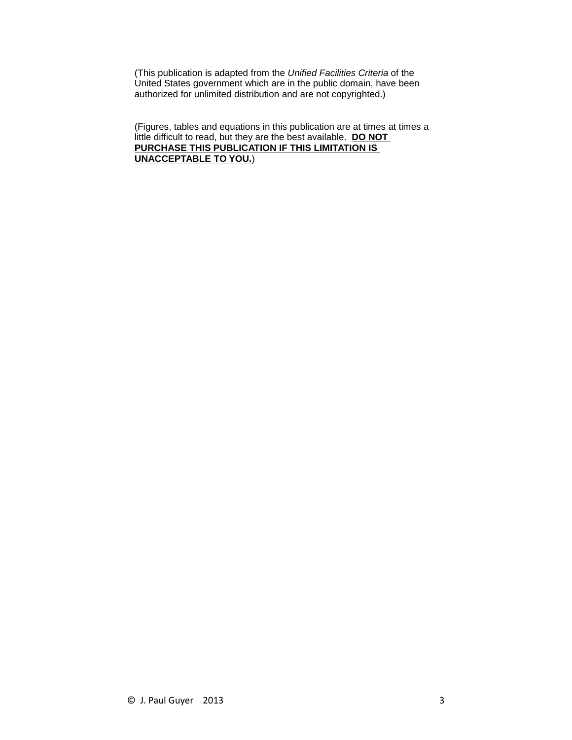(This publication is adapted from the *Unified Facilities Criteria* of the United States government which are in the public domain, have been authorized for unlimited distribution and are not copyrighted.)

(Figures, tables and equations in this publication are at times at times a little difficult to read, but they are the best available. **DO NOT PURCHASE THIS PUBLICATION IF THIS LIMITATION IS UNACCEPTABLE TO YOU.**)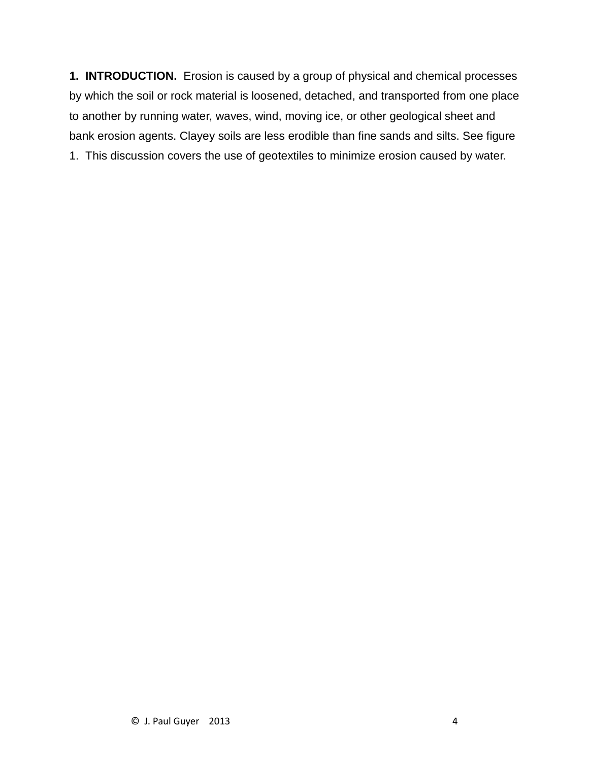**1. INTRODUCTION.** Erosion is caused by a group of physical and chemical processes by which the soil or rock material is loosened, detached, and transported from one place to another by running water, waves, wind, moving ice, or other geological sheet and bank erosion agents. Clayey soils are less erodible than fine sands and silts. See figure 1. This discussion covers the use of geotextiles to minimize erosion caused by water.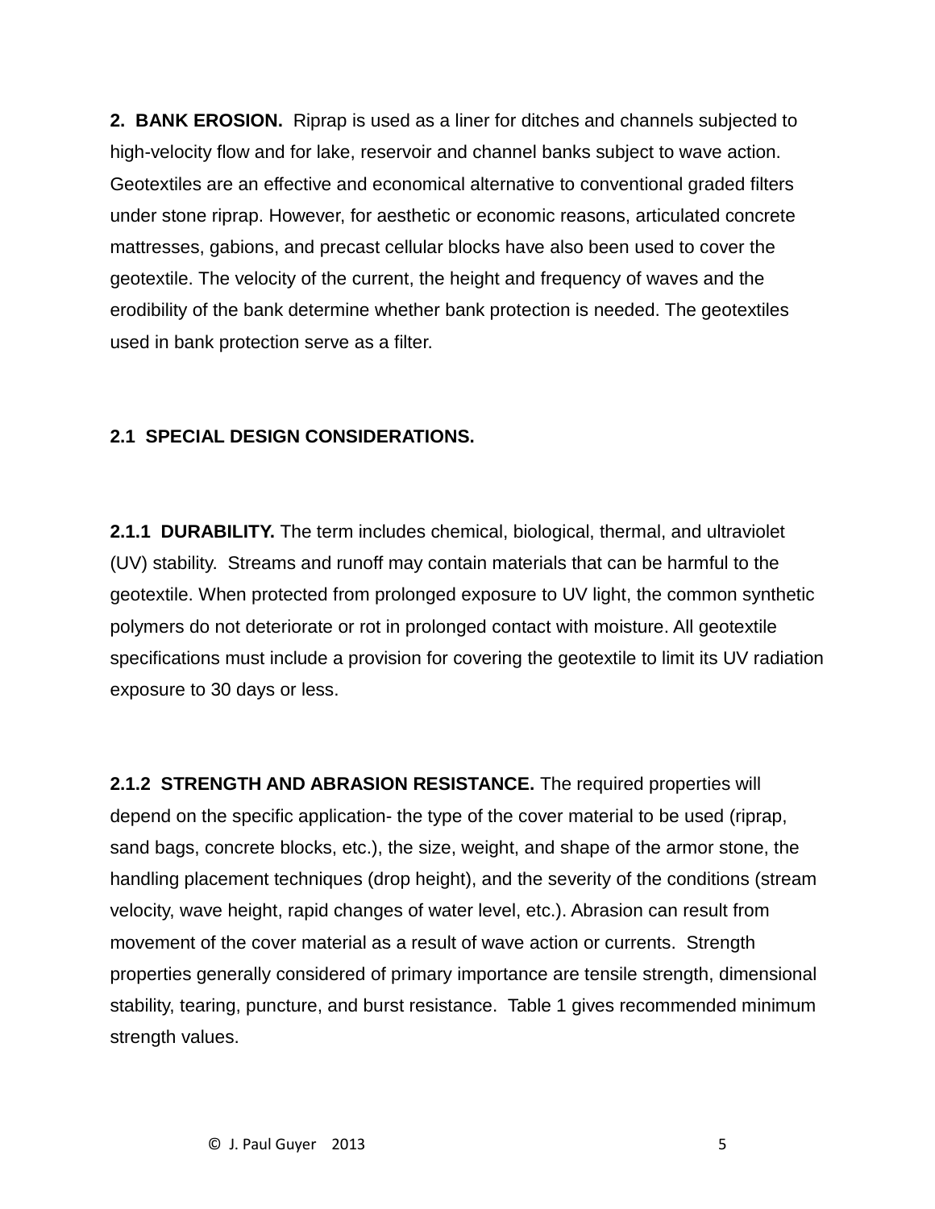**2. BANK EROSION.** Riprap is used as a liner for ditches and channels subjected to high-velocity flow and for lake, reservoir and channel banks subject to wave action. Geotextiles are an effective and economical alternative to conventional graded filters under stone riprap. However, for aesthetic or economic reasons, articulated concrete mattresses, gabions, and precast cellular blocks have also been used to cover the geotextile. The velocity of the current, the height and frequency of waves and the erodibility of the bank determine whether bank protection is needed. The geotextiles used in bank protection serve as a filter.

**2.1 SPECIAL DESIGN CONSIDERATIONS.**

**2.1.1 DURABILITY.** The term includes chemical, biological, thermal, and ultraviolet (UV) stability. Streams and runoff may contain materials that can be harmful to the geotextile. When protected from prolonged exposure to UV light, the common synthetic polymers do not deteriorate or rot in prolonged contact with moisture. All geotextile specifications must include a provision for covering the geotextile to limit its UV radiation exposure to 30 days or less.

**2.1.2 STRENGTH AND ABRASION RESISTANCE.** The required properties will depend on the specific application- the type of the cover material to be used (riprap, sand bags, concrete blocks, etc.), the size, weight, and shape of the armor stone, the handling placement techniques (drop height), and the severity of the conditions (stream velocity, wave height, rapid changes of water level, etc.). Abrasion can result from movement of the cover material as a result of wave action or currents. Strength properties generally considered of primary importance are tensile strength, dimensional stability, tearing, puncture, and burst resistance. Table 1 gives recommended minimum strength values.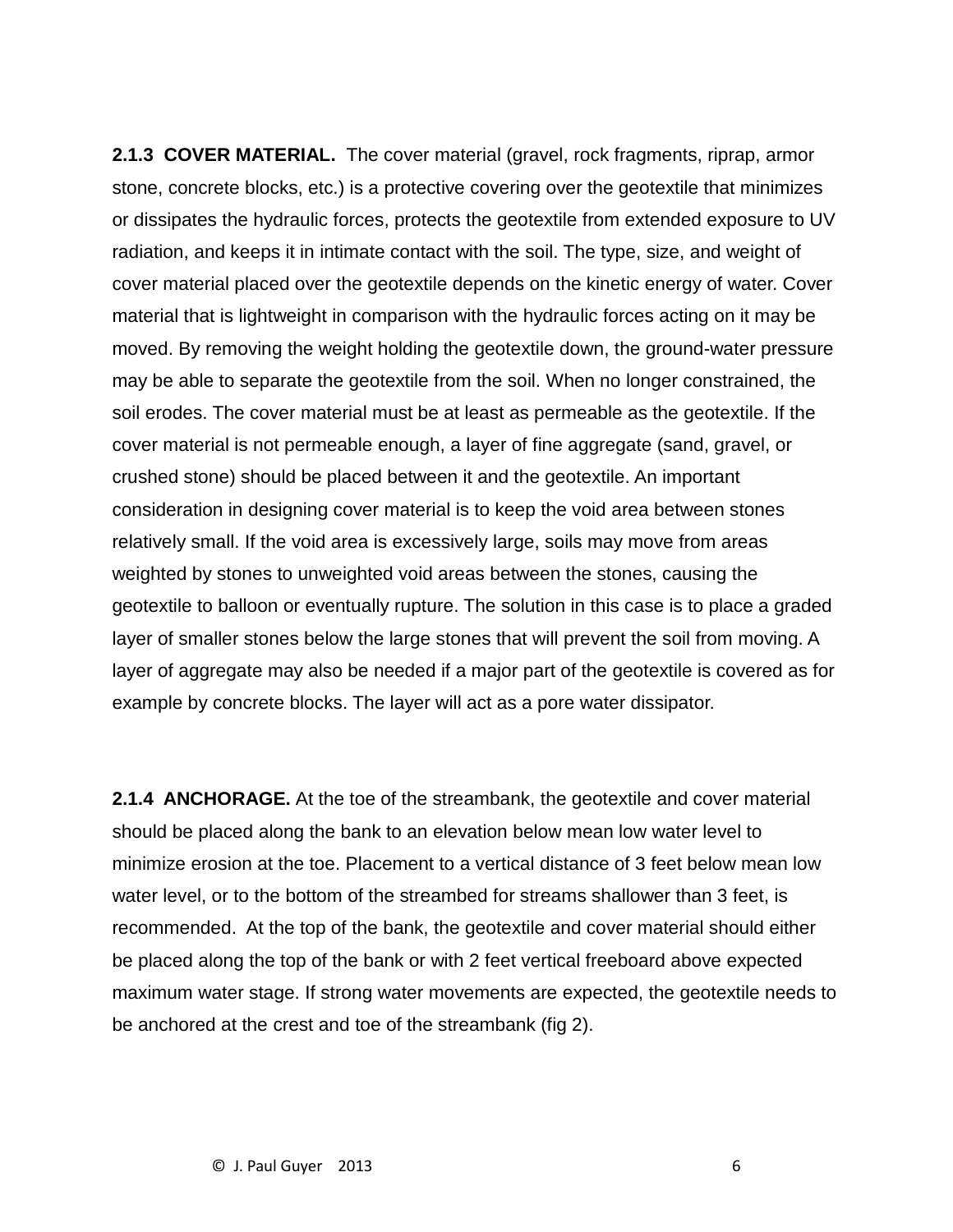**2.1.3 COVER MATERIAL.** The cover material (gravel, rock fragments, riprap, armor stone, concrete blocks, etc.) is a protective covering over the geotextile that minimizes or dissipates the hydraulic forces, protects the geotextile from extended exposure to UV radiation, and keeps it in intimate contact with the soil. The type, size, and weight of cover material placed over the geotextile depends on the kinetic energy of water. Cover material that is lightweight in comparison with the hydraulic forces acting on it may be moved. By removing the weight holding the geotextile down, the ground-water pressure may be able to separate the geotextile from the soil. When no longer constrained, the soil erodes. The cover material must be at least as permeable as the geotextile. If the cover material is not permeable enough, a layer of fine aggregate (sand, gravel, or crushed stone) should be placed between it and the geotextile. An important consideration in designing cover material is to keep the void area between stones relatively small. If the void area is excessively large, soils may move from areas weighted by stones to unweighted void areas between the stones, causing the geotextile to balloon or eventually rupture. The solution in this case is to place a graded layer of smaller stones below the large stones that will prevent the soil from moving. A layer of aggregate may also be needed if a major part of the geotextile is covered as for example by concrete blocks. The layer will act as a pore water dissipator.

**2.1.4 ANCHORAGE.** At the toe of the streambank, the geotextile and cover material should be placed along the bank to an elevation below mean low water level to minimize erosion at the toe. Placement to a vertical distance of 3 feet below mean low water level, or to the bottom of the streambed for streams shallower than 3 feet, is recommended. At the top of the bank, the geotextile and cover material should either be placed along the top of the bank or with 2 feet vertical freeboard above expected maximum water stage. If strong water movements are expected, the geotextile needs to be anchored at the crest and toe of the streambank (fig 2).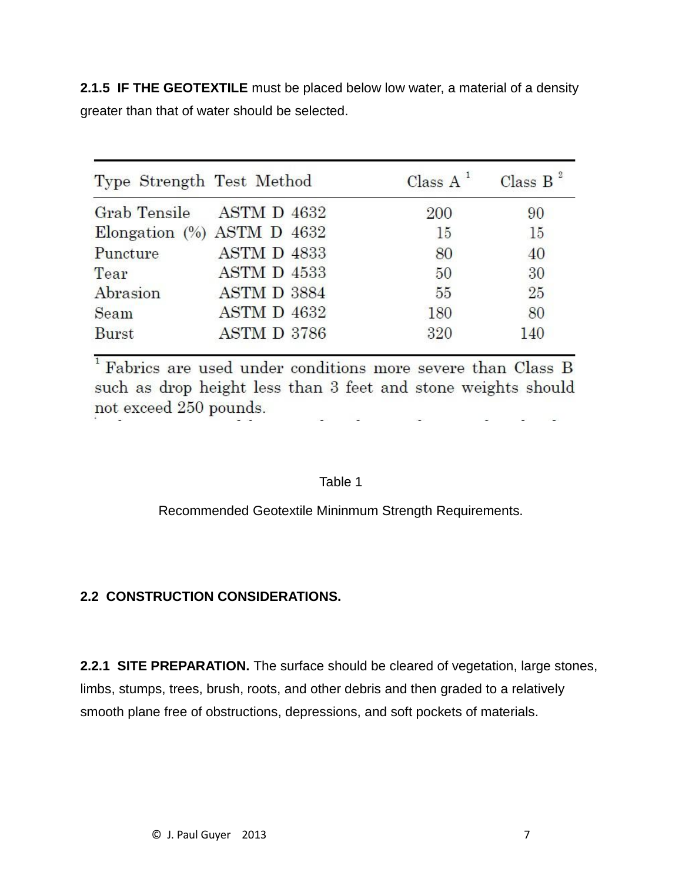**2.1.5 IF THE GEOTEXTILE** must be placed below low water, a material of a density greater than that of water should be selected.

| Type | Strength Test Method | Class A [1] | Class B [2] |
|---|---|---|---|
| Grab Tensile | ASTM D 4632 | 200 | 90 |
| Elongation (%) | ASTM D 4632 | 15 | 15 |
| Puncture | ASTM D 4833 | 80 | 40 |
| Tear | ASTM D 4533 | 50 | 30 |
| Abrasion | ASTM D 3884 | 55 | 25 |
| Seam | ASTM D 4632 | 180 | 80 |
| Burst | ASTM D 3786 | 320 | 140 |

[1] Fabrics are used under conditions more severe than Class B such as drop height less than 3 feet and stone weights should not exceed 250 pounds.

Table 1

Recommended Geotextile Mininmum Strength Requirements.

## 2.2 CONSTRUCTION CONSIDERATIONS.

**2.2.1 SITE PREPARATION.** The surface should be cleared of vegetation, large stones, limbs, stumps, trees, brush, roots, and other debris and then graded to a relatively smooth plane free of obstructions, depressions, and soft pockets of materials.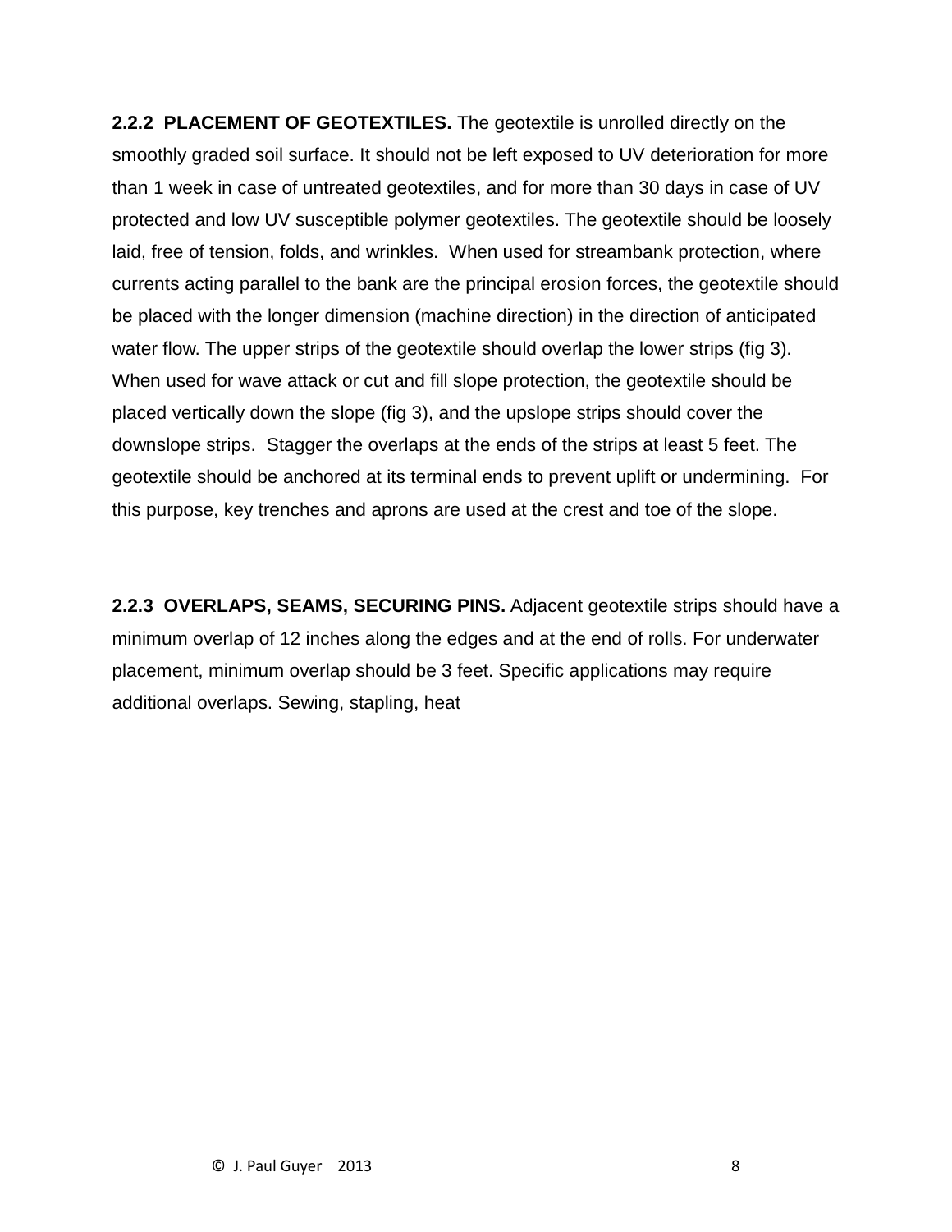**2.2.2 PLACEMENT OF GEOTEXTILES.** The geotextile is unrolled directly on the smoothly graded soil surface. It should not be left exposed to UV deterioration for more than 1 week in case of untreated geotextiles, and for more than 30 days in case of UV protected and low UV susceptible polymer geotextiles. The geotextile should be loosely laid, free of tension, folds, and wrinkles. When used for streambank protection, where currents acting parallel to the bank are the principal erosion forces, the geotextile should be placed with the longer dimension (machine direction) in the direction of anticipated water flow. The upper strips of the geotextile should overlap the lower strips (fig 3). When used for wave attack or cut and fill slope protection, the geotextile should be placed vertically down the slope (fig 3), and the upslope strips should cover the downslope strips. Stagger the overlaps at the ends of the strips at least 5 feet. The geotextile should be anchored at its terminal ends to prevent uplift or undermining. For this purpose, key trenches and aprons are used at the crest and toe of the slope.

**2.2.3 OVERLAPS, SEAMS, SECURING PINS.** Adjacent geotextile strips should have a minimum overlap of 12 inches along the edges and at the end of rolls. For underwater placement, minimum overlap should be 3 feet. Specific applications may require additional overlaps. Sewing, stapling, heat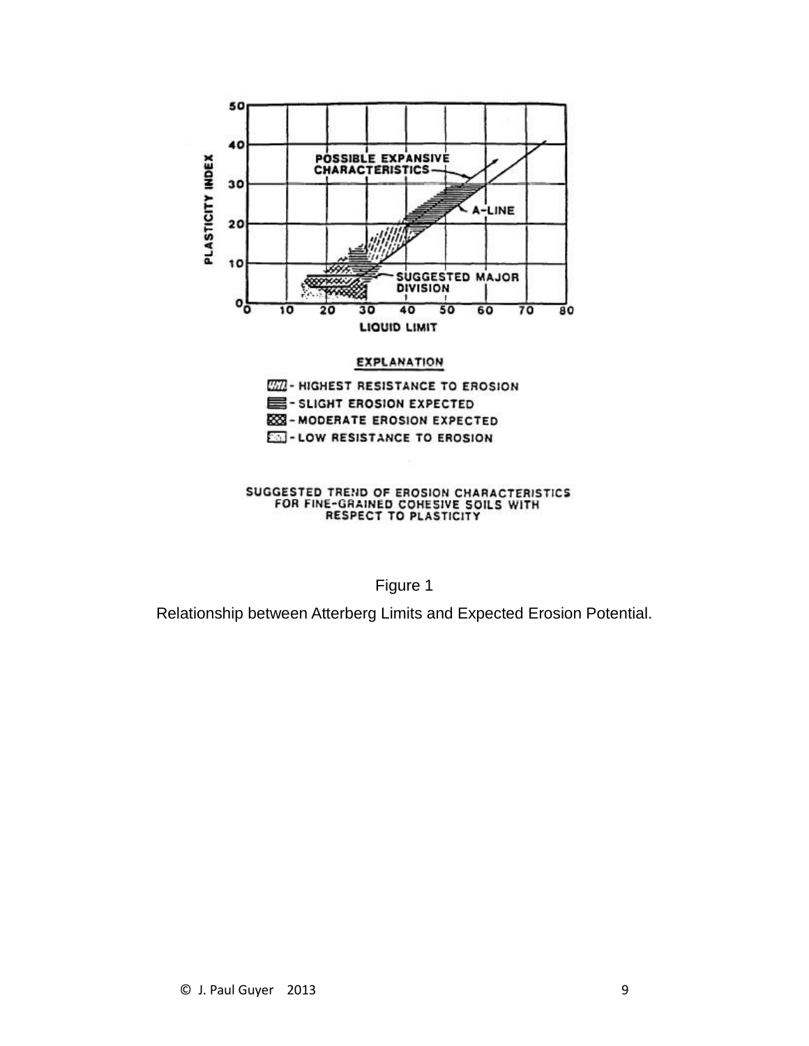Figure 1

Relationship between Atterberg Limits and Expected Erosion Potential.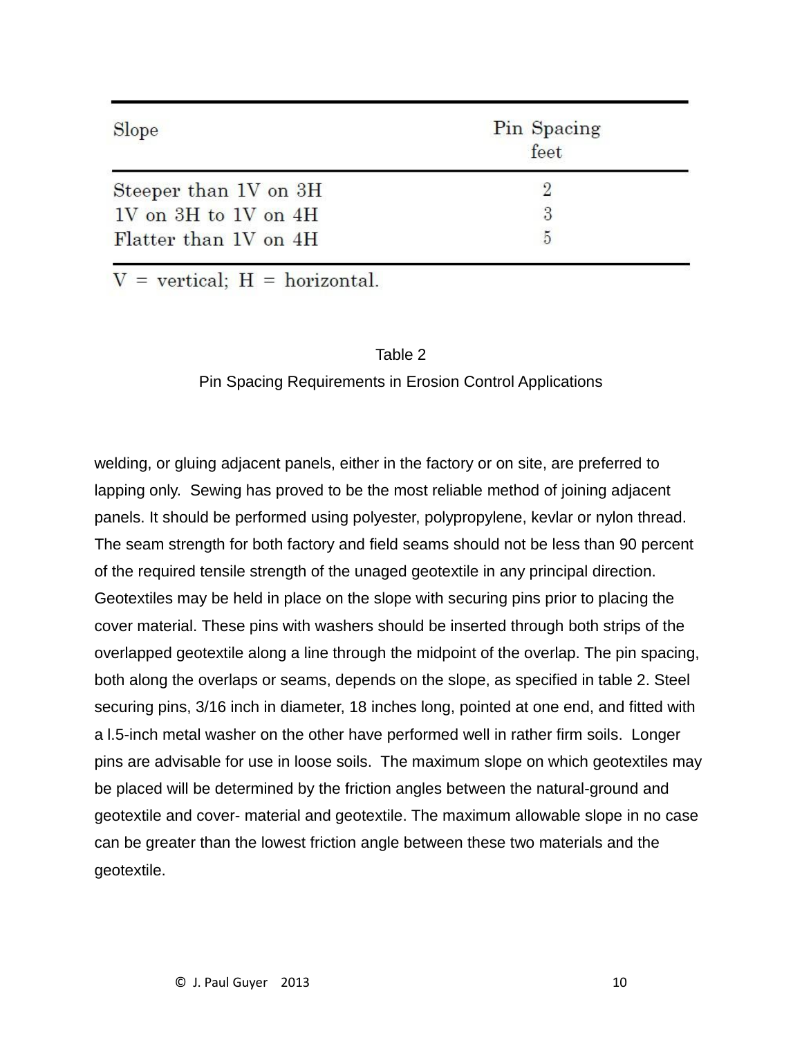| Slope | Pin Spacing feet |
|---|---|
| Steeper than 1V on 3H | 2 |
| 1V on 3H to 1V on 4H | 3 |
| Flatter than 1V on 4H | 5 |

V = vertical; H = horizontal.

Table 2

Pin Spacing Requirements in Erosion Control Applications

welding, or gluing adjacent panels, either in the factory or on site, are preferred to lapping only. Sewing has proved to be the most reliable method of joining adjacent panels. It should be performed using polyester, polypropylene, kevlar or nylon thread. The seam strength for both factory and field seams should not be less than 90 percent of the required tensile strength of the unaged geotextile in any principal direction. Geotextiles may be held in place on the slope with securing pins prior to placing the cover material. These pins with washers should be inserted through both strips of the overlapped geotextile along a line through the midpoint of the overlap. The pin spacing, both along the overlaps or seams, depends on the slope, as specified in table 2. Steel securing pins, 3/16 inch in diameter, 18 inches long, pointed at one end, and fitted with a l.5-inch metal washer on the other have performed well in rather firm soils. Longer pins are advisable for use in loose soils. The maximum slope on which geotextiles may be placed will be determined by the friction angles between the natural-ground and geotextile and cover- material and geotextile. The maximum allowable slope in no case can be greater than the lowest friction angle between these two materials and the geotextile.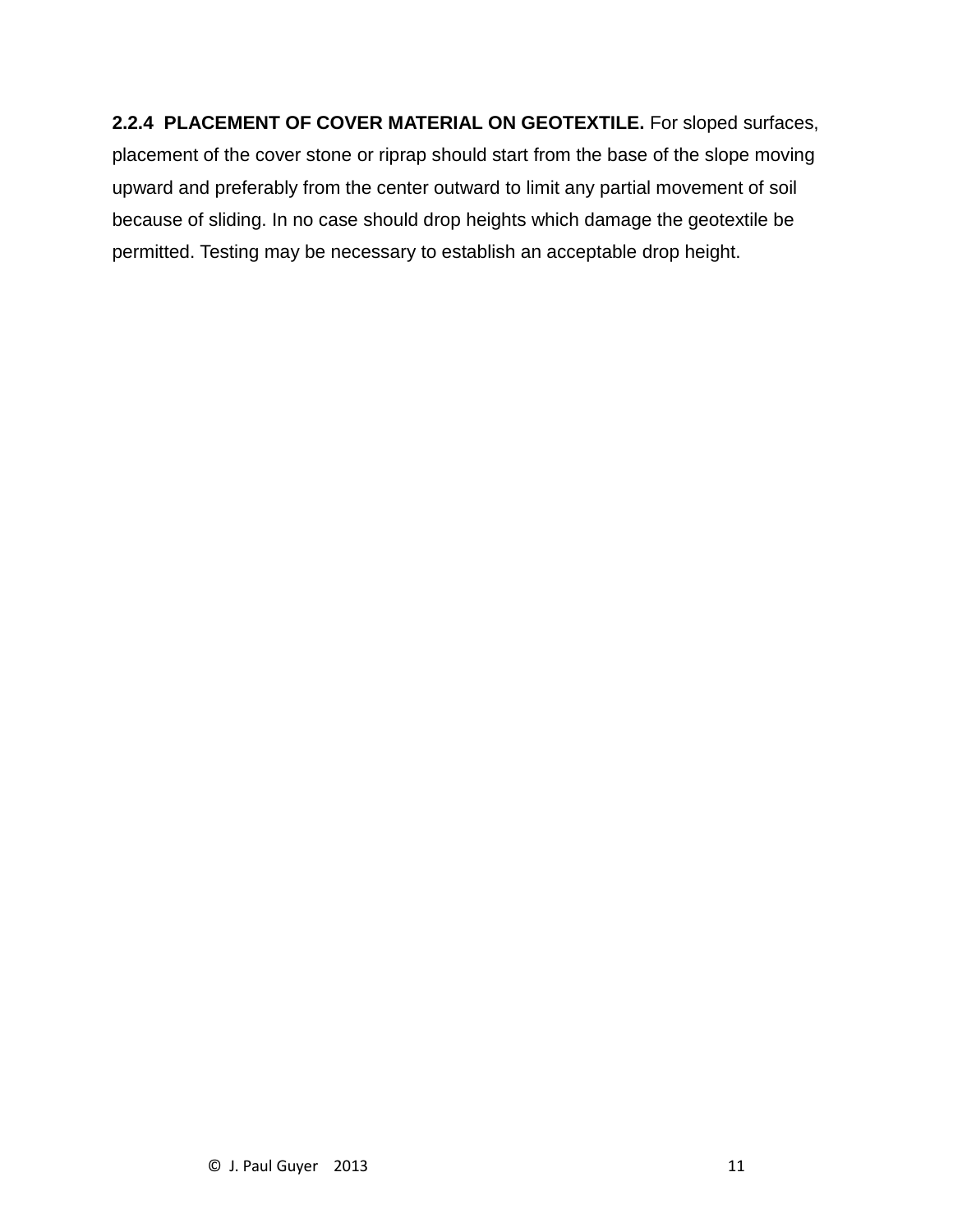**2.2.4 PLACEMENT OF COVER MATERIAL ON GEOTEXTILE.** For sloped surfaces, placement of the cover stone or riprap should start from the base of the slope moving upward and preferably from the center outward to limit any partial movement of soil because of sliding. In no case should drop heights which damage the geotextile be permitted. Testing may be necessary to establish an acceptable drop height.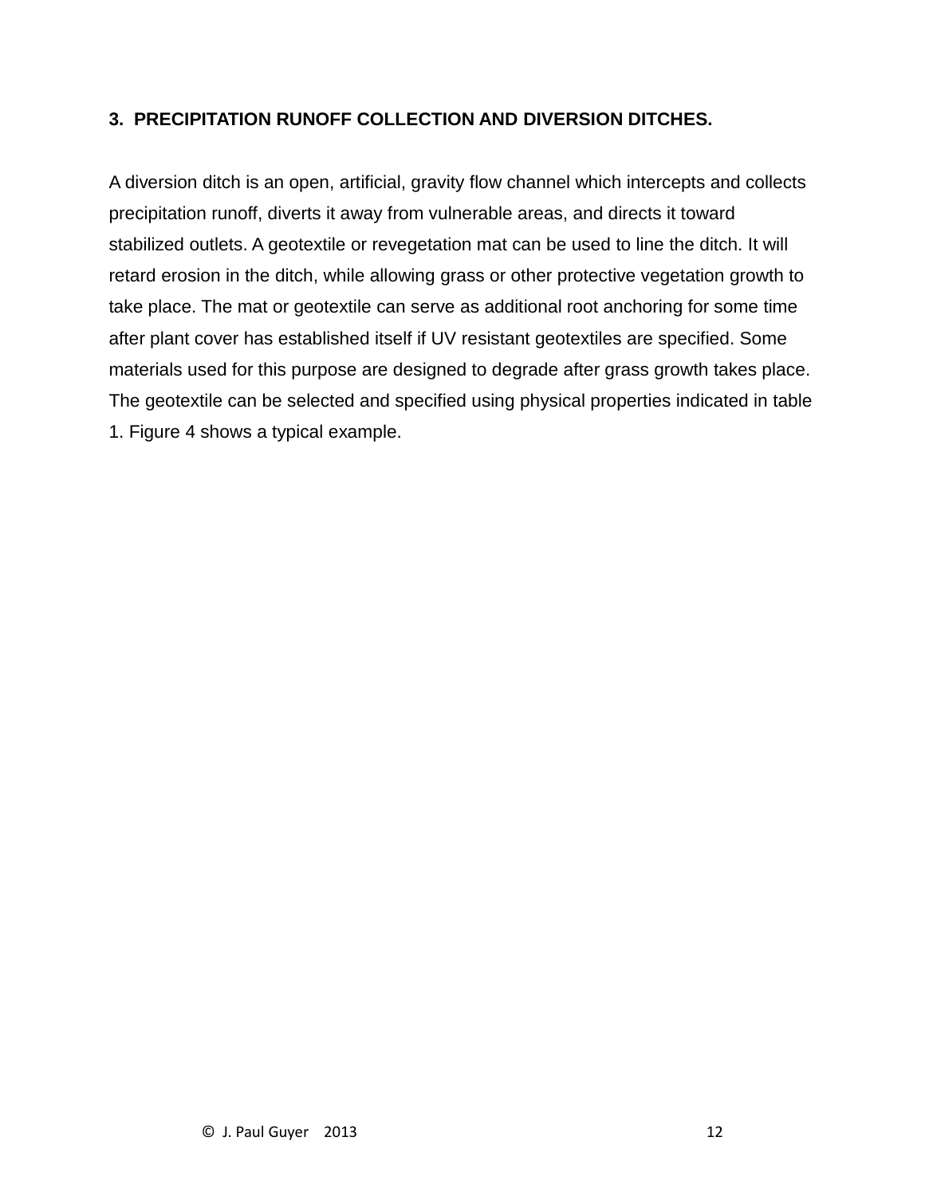## 3. PRECIPITATION RUNOFF COLLECTION AND DIVERSION DITCHES.

A diversion ditch is an open, artificial, gravity flow channel which intercepts and collects precipitation runoff, diverts it away from vulnerable areas, and directs it toward stabilized outlets. A geotextile or revegetation mat can be used to line the ditch. It will retard erosion in the ditch, while allowing grass or other protective vegetation growth to take place. The mat or geotextile can serve as additional root anchoring for some time after plant cover has established itself if UV resistant geotextiles are specified. Some materials used for this purpose are designed to degrade after grass growth takes place. The geotextile can be selected and specified using physical properties indicated in table 1. Figure 4 shows a typical example.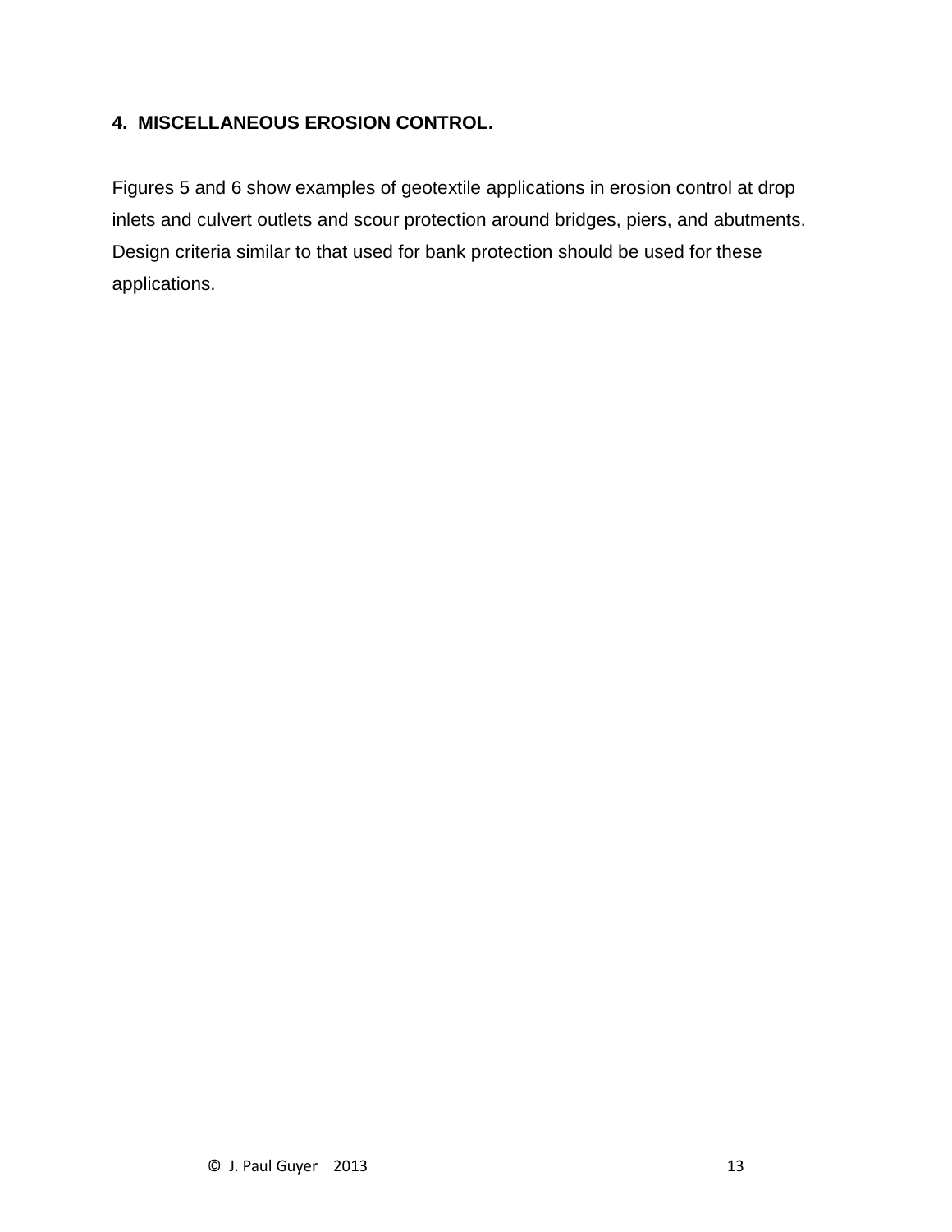## 4. MISCELLANEOUS EROSION CONTROL.

Figures 5 and 6 show examples of geotextile applications in erosion control at drop inlets and culvert outlets and scour protection around bridges, piers, and abutments. Design criteria similar to that used for bank protection should be used for these applications.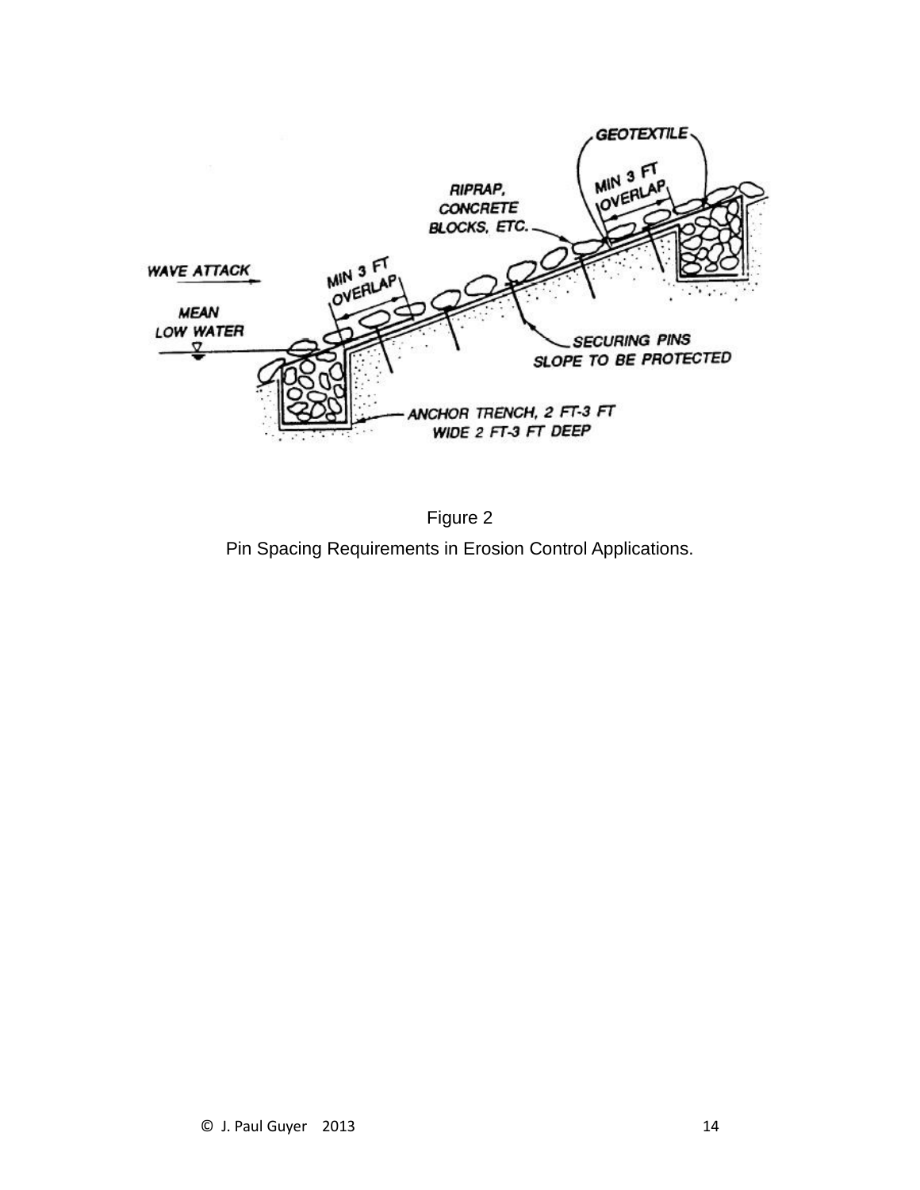Figure 2

Pin Spacing Requirements in Erosion Control Applications.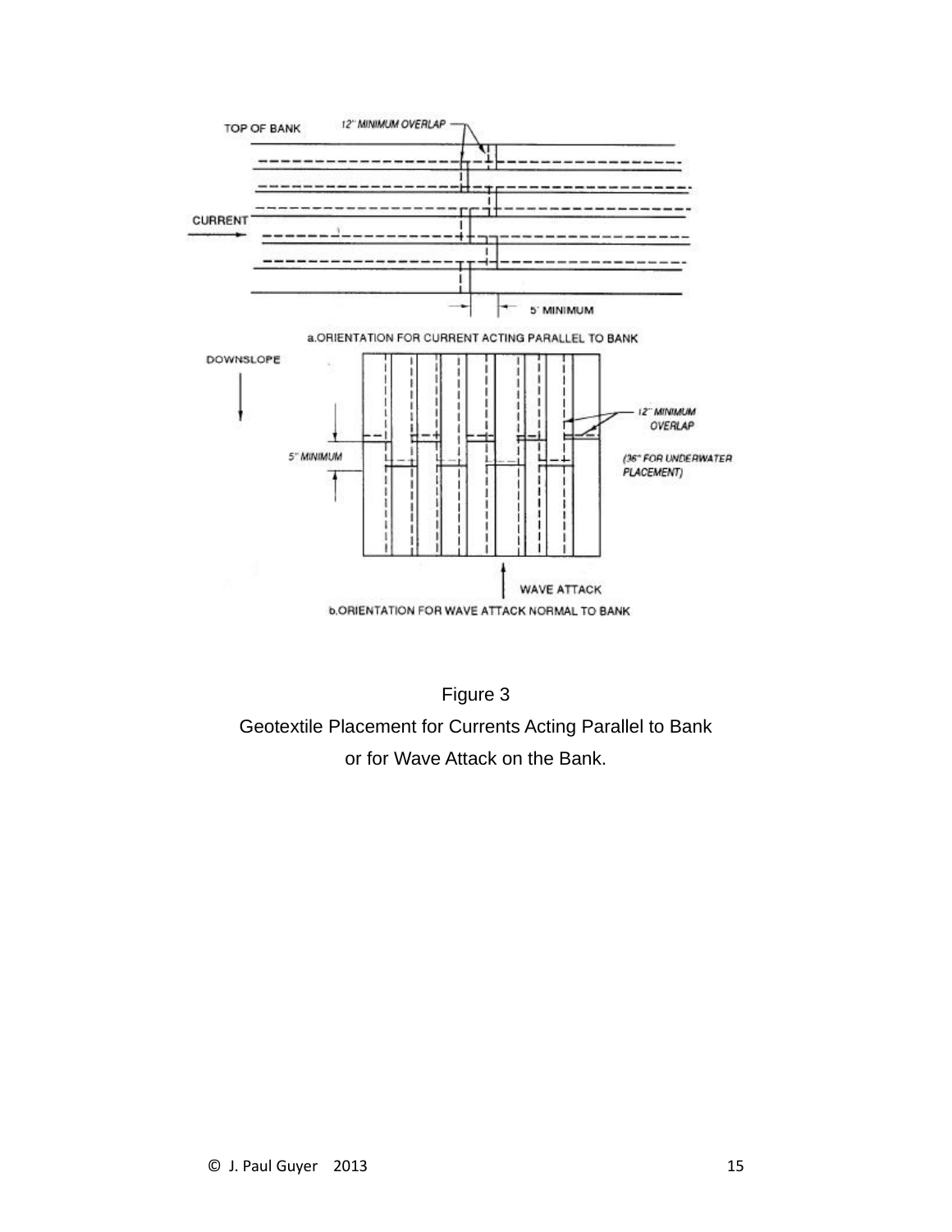Figure 3

Geotextile Placement for Currents Acting Parallel to Bank

or for Wave Attack on the Bank.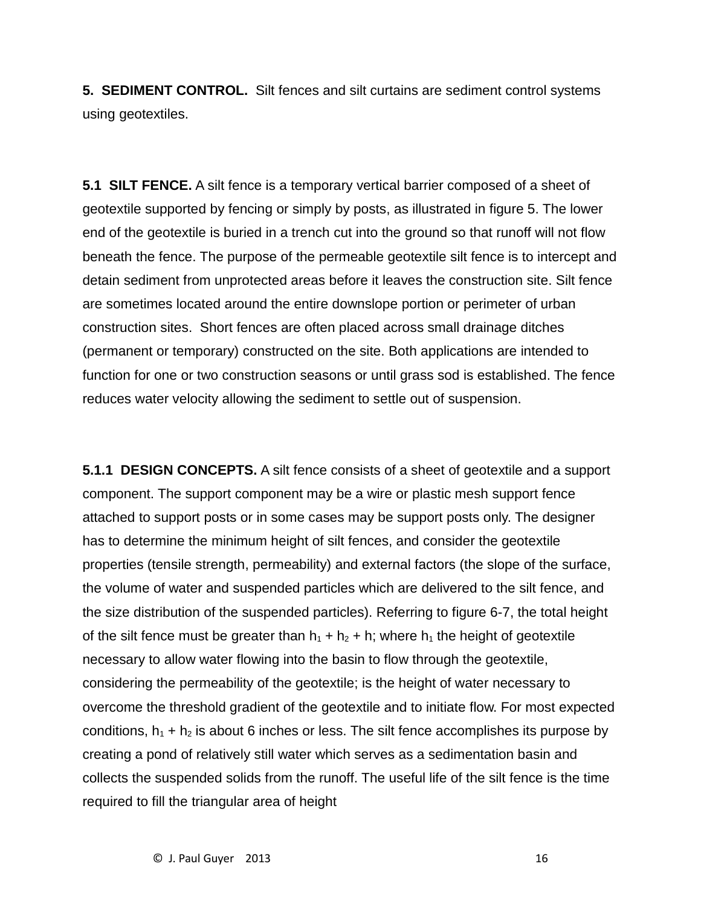**5. SEDIMENT CONTROL.** Silt fences and silt curtains are sediment control systems using geotextiles.

**5.1 SILT FENCE.** A silt fence is a temporary vertical barrier composed of a sheet of geotextile supported by fencing or simply by posts, as illustrated in figure 5. The lower end of the geotextile is buried in a trench cut into the ground so that runoff will not flow beneath the fence. The purpose of the permeable geotextile silt fence is to intercept and detain sediment from unprotected areas before it leaves the construction site. Silt fence are sometimes located around the entire downslope portion or perimeter of urban construction sites. Short fences are often placed across small drainage ditches (permanent or temporary) constructed on the site. Both applications are intended to function for one or two construction seasons or until grass sod is established. The fence reduces water velocity allowing the sediment to settle out of suspension.

**5.1.1 DESIGN CONCEPTS.** A silt fence consists of a sheet of geotextile and a support component. The support component may be a wire or plastic mesh support fence attached to support posts or in some cases may be support posts only. The designer has to determine the minimum height of silt fences, and consider the geotextile properties (tensile strength, permeability) and external factors (the slope of the surface, the volume of water and suspended particles which are delivered to the silt fence, and the size distribution of the suspended particles). Referring to figure 6-7, the total height of the silt fence must be greater than $h_1 + h_2 + h$; where $h_1$ the height of geotextile necessary to allow water flowing into the basin to flow through the geotextile, considering the permeability of the geotextile; is the height of water necessary to overcome the threshold gradient of the geotextile and to initiate flow. For most expected conditions, $h_1 + h_2$ is about 6 inches or less. The silt fence accomplishes its purpose by creating a pond of relatively still water which serves as a sedimentation basin and collects the suspended solids from the runoff. The useful life of the silt fence is the time required to fill the triangular area of height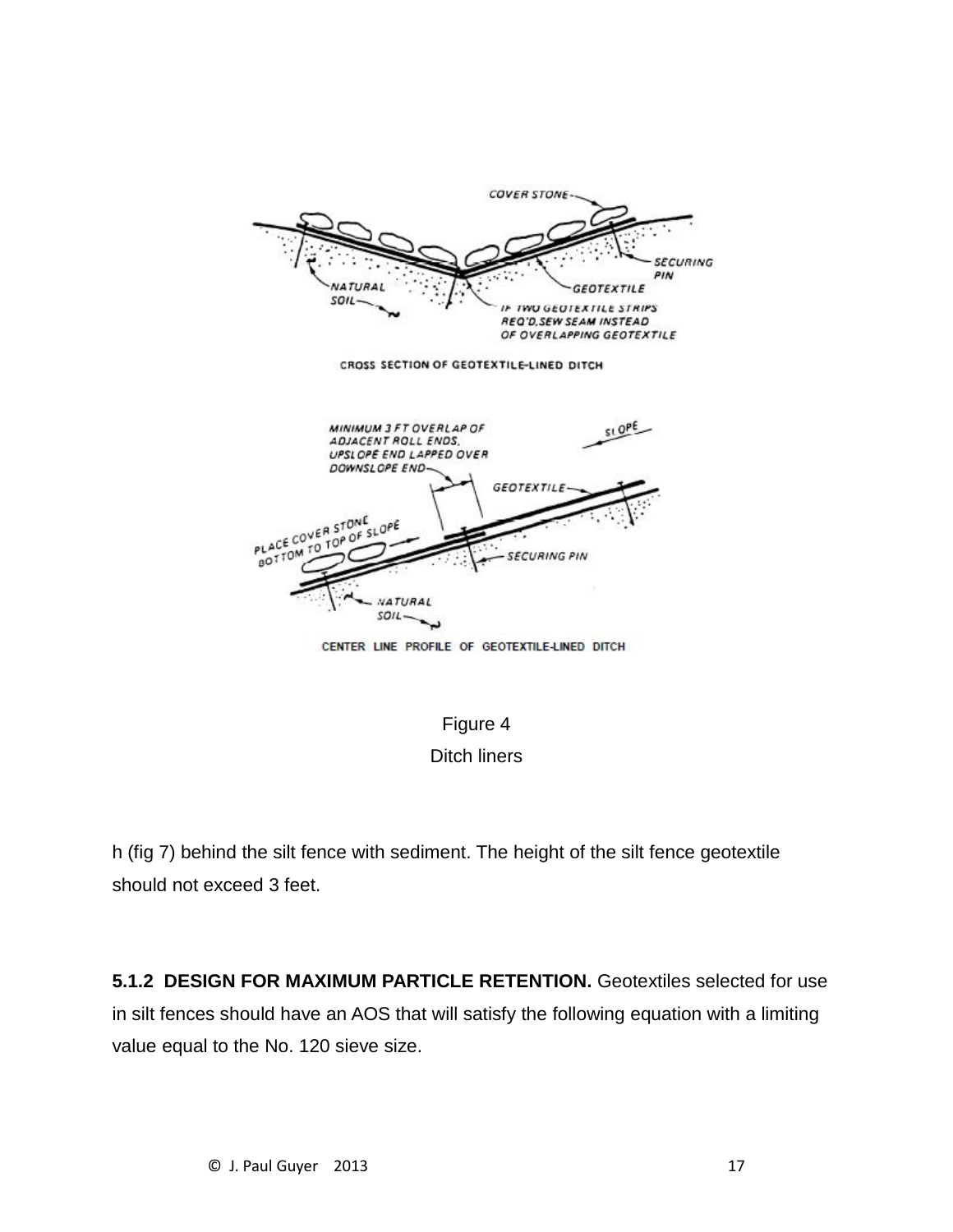Figure 4

Ditch liners

h (fig 7) behind the silt fence with sediment. The height of the silt fence geotextile should not exceed 3 feet.

**5.1.2 DESIGN FOR MAXIMUM PARTICLE RETENTION.** Geotextiles selected for use in silt fences should have an AOS that will satisfy the following equation with a limiting value equal to the No. 120 sieve size.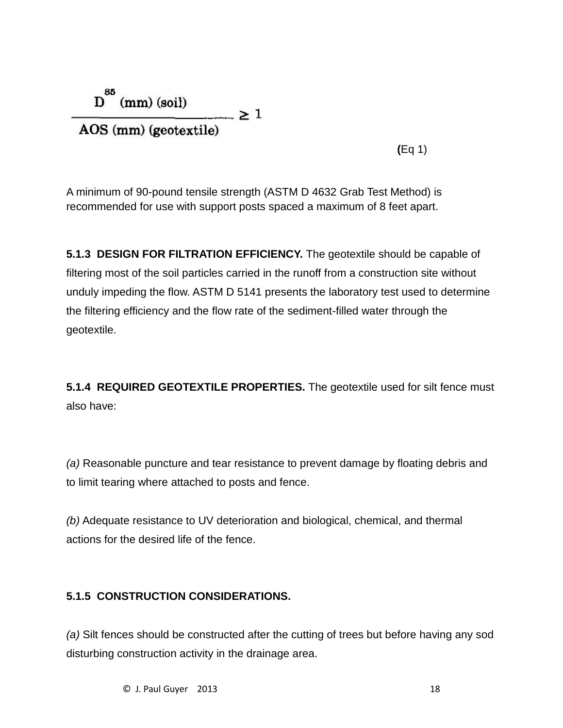$$\frac{D^{85}\ (\text{mm})\ (\text{soil})}{\text{AOS (mm) (geotextile)}} \geq 1 \qquad \text{(Eq 1)}$$

A minimum of 90-pound tensile strength (ASTM D 4632 Grab Test Method) is recommended for use with support posts spaced a maximum of 8 feet apart.

**5.1.3 DESIGN FOR FILTRATION EFFICIENCY.** The geotextile should be capable of filtering most of the soil particles carried in the runoff from a construction site without unduly impeding the flow. ASTM D 5141 presents the laboratory test used to determine the filtering efficiency and the flow rate of the sediment-filled water through the geotextile.

**5.1.4 REQUIRED GEOTEXTILE PROPERTIES.** The geotextile used for silt fence must also have:

*(a)* Reasonable puncture and tear resistance to prevent damage by floating debris and to limit tearing where attached to posts and fence.

*(b)* Adequate resistance to UV deterioration and biological, chemical, and thermal actions for the desired life of the fence.

**5.1.5 CONSTRUCTION CONSIDERATIONS.**

*(a)* Silt fences should be constructed after the cutting of trees but before having any sod disturbing construction activity in the drainage area.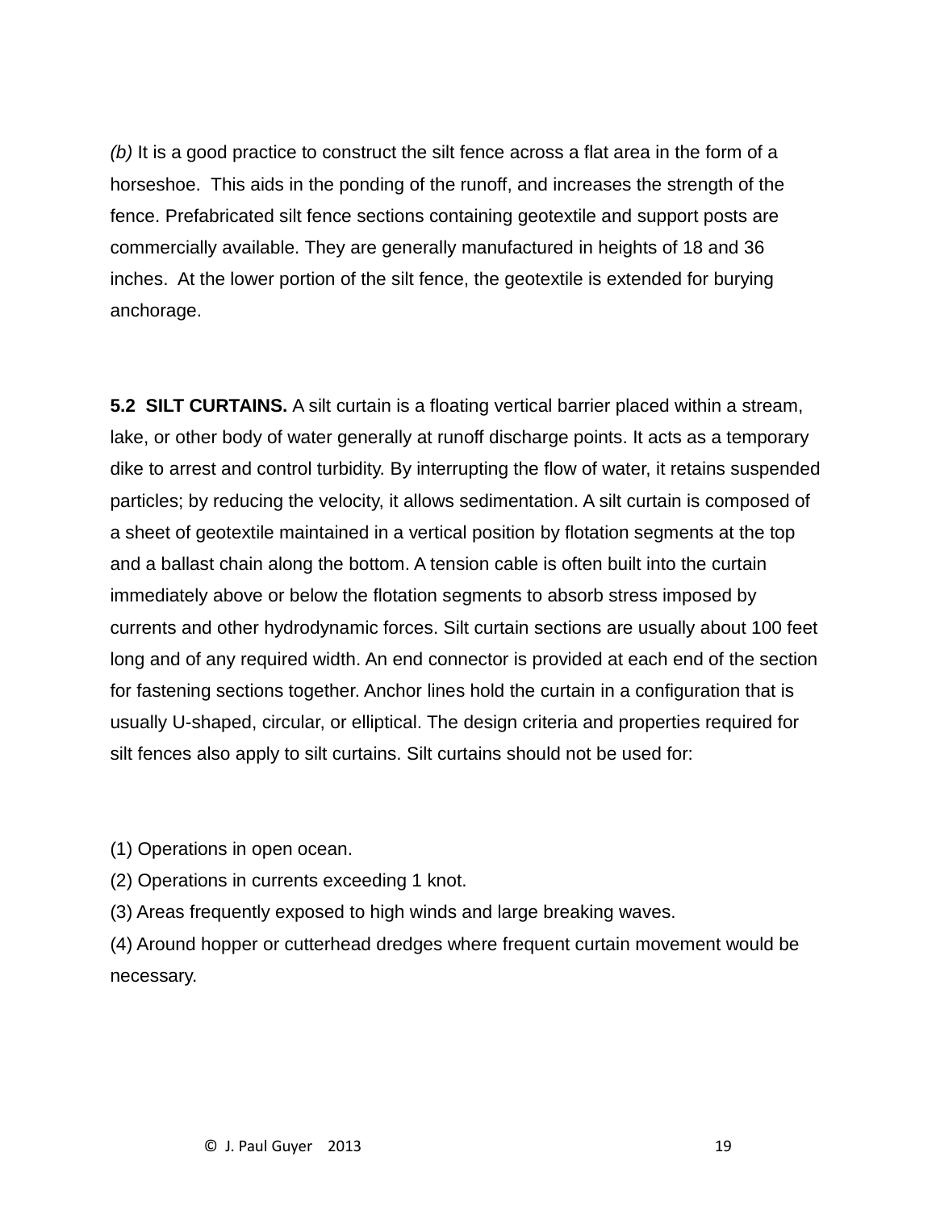*(b)* It is a good practice to construct the silt fence across a flat area in the form of a horseshoe. This aids in the ponding of the runoff, and increases the strength of the fence. Prefabricated silt fence sections containing geotextile and support posts are commercially available. They are generally manufactured in heights of 18 and 36 inches. At the lower portion of the silt fence, the geotextile is extended for burying anchorage.

**5.2 SILT CURTAINS.** A silt curtain is a floating vertical barrier placed within a stream, lake, or other body of water generally at runoff discharge points. It acts as a temporary dike to arrest and control turbidity. By interrupting the flow of water, it retains suspended particles; by reducing the velocity, it allows sedimentation. A silt curtain is composed of a sheet of geotextile maintained in a vertical position by flotation segments at the top and a ballast chain along the bottom. A tension cable is often built into the curtain immediately above or below the flotation segments to absorb stress imposed by currents and other hydrodynamic forces. Silt curtain sections are usually about 100 feet long and of any required width. An end connector is provided at each end of the section for fastening sections together. Anchor lines hold the curtain in a configuration that is usually U-shaped, circular, or elliptical. The design criteria and properties required for silt fences also apply to silt curtains. Silt curtains should not be used for:

(1) Operations in open ocean.
(2) Operations in currents exceeding 1 knot.
(3) Areas frequently exposed to high winds and large breaking waves.
(4) Around hopper or cutterhead dredges where frequent curtain movement would be necessary.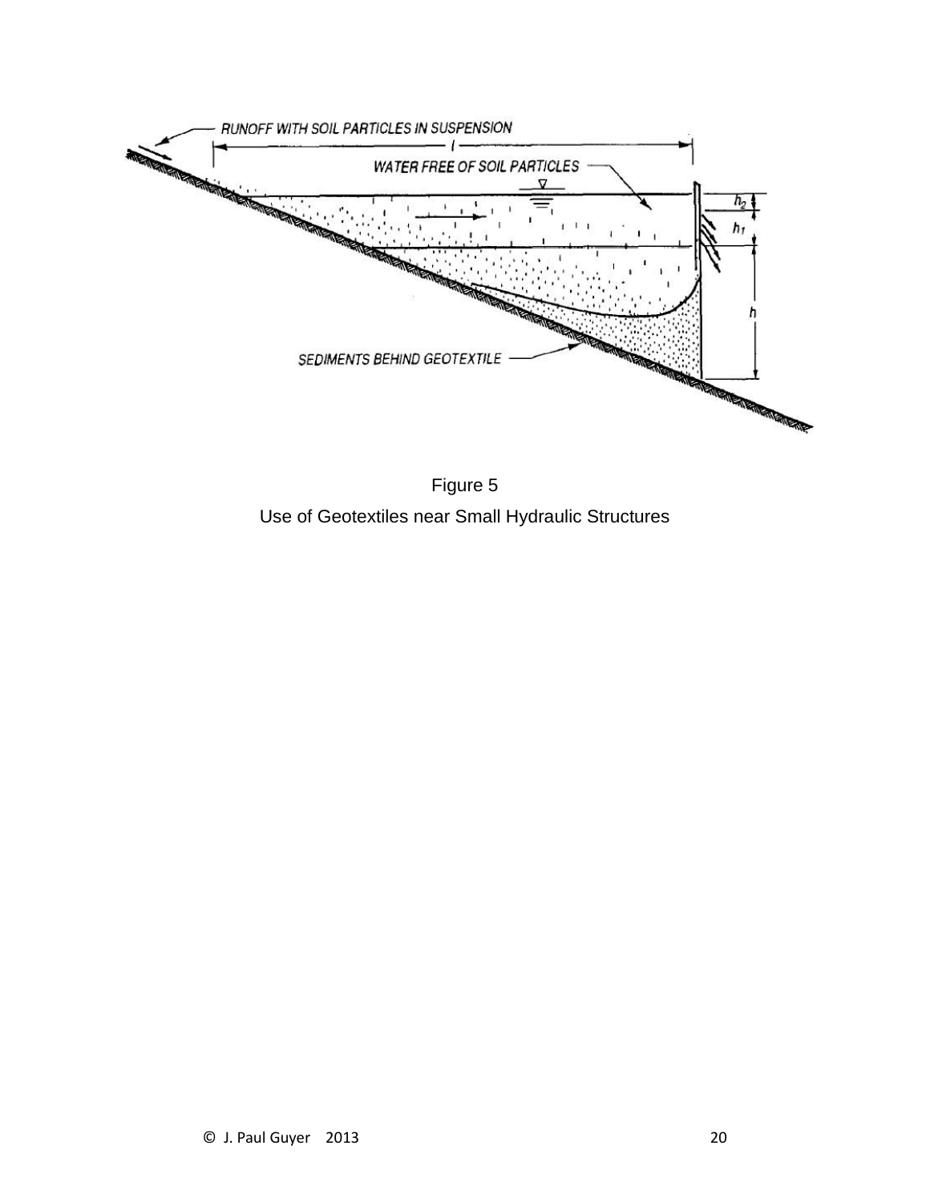Figure 5

Use of Geotextiles near Small Hydraulic Structures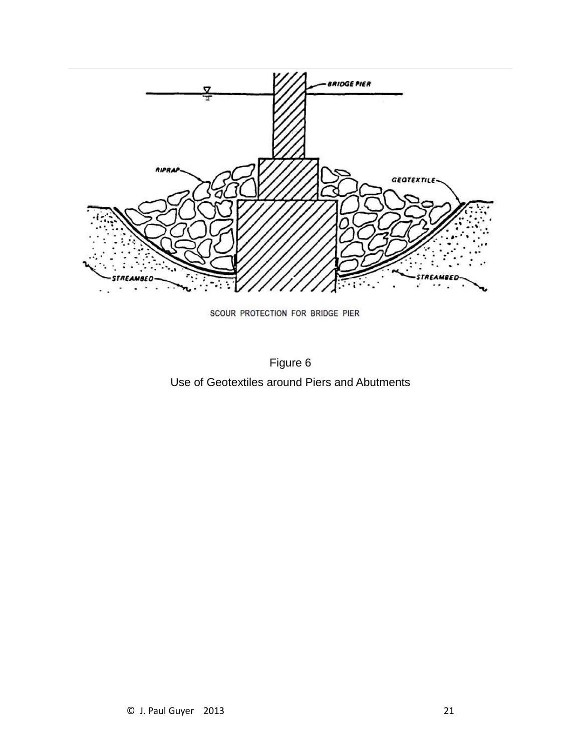BRIDGE PIER

RIPRAP

GEOTEXTILE

STREAMBED

STREAMBED

SCOUR PROTECTION FOR BRIDGE PIER

Figure 6

Use of Geotextiles around Piers and Abutments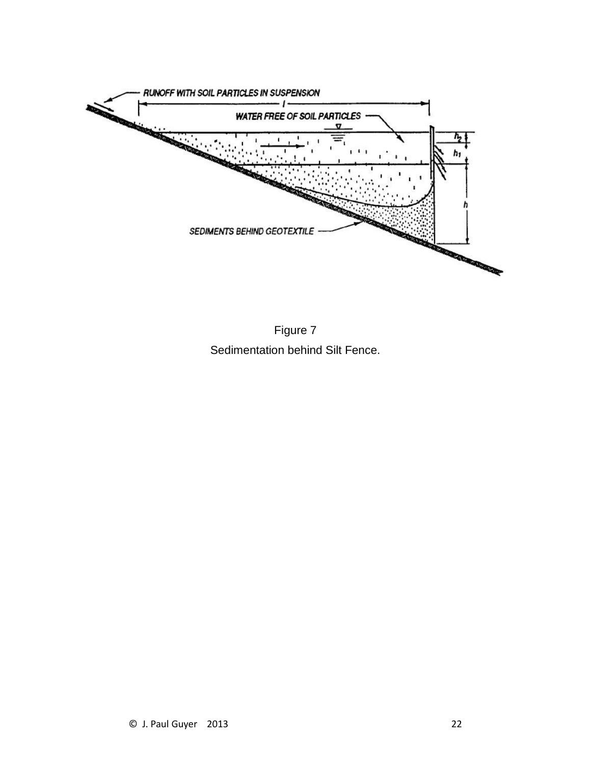RUNOFF WITH SOIL PARTICLES IN SUSPENSION

$l$

WATER FREE OF SOIL PARTICLES

$h_2$

$h_1$

$h$

SEDIMENTS BEHIND GEOTEXTILE

Figure 7

Sedimentation behind Silt Fence.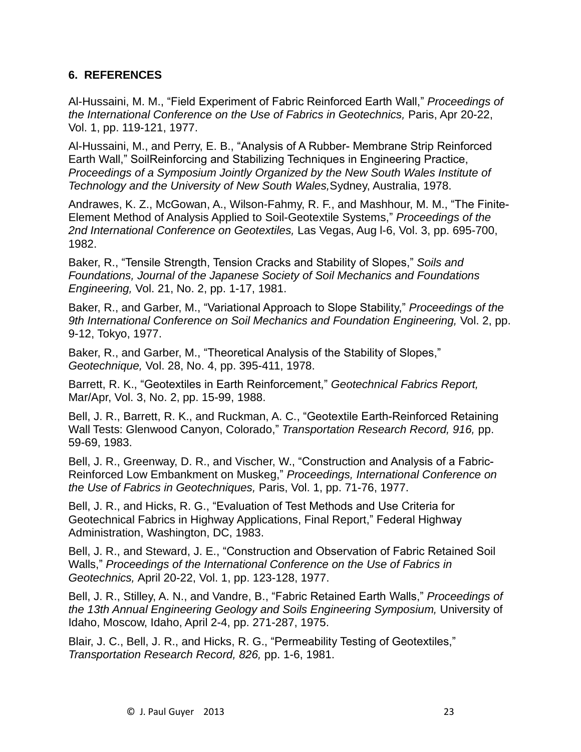## 6. REFERENCES

Al-Hussaini, M. M., "Field Experiment of Fabric Reinforced Earth Wall," *Proceedings of the International Conference on the Use of Fabrics in Geotechnics,* Paris, Apr 20-22, Vol. 1, pp. 119-121, 1977.

Al-Hussaini, M., and Perry, E. B., "Analysis of A Rubber- Membrane Strip Reinforced Earth Wall," SoilReinforcing and Stabilizing Techniques in Engineering Practice, *Proceedings of a Symposium Jointly Organized by the New South Wales Institute of Technology and the University of New South Wales,*Sydney, Australia, 1978.

Andrawes, K. Z., McGowan, A., Wilson-Fahmy, R. F., and Mashhour, M. M., "The Finite-Element Method of Analysis Applied to Soil-Geotextile Systems," *Proceedings of the 2nd International Conference on Geotextiles,* Las Vegas, Aug l-6, Vol. 3, pp. 695-700, 1982.

Baker, R., "Tensile Strength, Tension Cracks and Stability of Slopes," *Soils and Foundations, Journal of the Japanese Society of Soil Mechanics and Foundations Engineering,* Vol. 21, No. 2, pp. 1-17, 1981.

Baker, R., and Garber, M., "Variational Approach to Slope Stability," *Proceedings of the 9th International Conference on Soil Mechanics and Foundation Engineering,* Vol. 2, pp. 9-12, Tokyo, 1977.

Baker, R., and Garber, M., "Theoretical Analysis of the Stability of Slopes," *Geotechnique,* Vol. 28, No. 4, pp. 395-411, 1978.

Barrett, R. K., "Geotextiles in Earth Reinforcement," *Geotechnical Fabrics Report,* Mar/Apr, Vol. 3, No. 2, pp. 15-99, 1988.

Bell, J. R., Barrett, R. K., and Ruckman, A. C., "Geotextile Earth-Reinforced Retaining Wall Tests: Glenwood Canyon, Colorado," *Transportation Research Record, 916,* pp. 59-69, 1983.

Bell, J. R., Greenway, D. R., and Vischer, W., "Construction and Analysis of a Fabric-Reinforced Low Embankment on Muskeg," *Proceedings, International Conference on the Use of Fabrics in Geotechniques,* Paris, Vol. 1, pp. 71-76, 1977.

Bell, J. R., and Hicks, R. G., "Evaluation of Test Methods and Use Criteria for Geotechnical Fabrics in Highway Applications, Final Report," Federal Highway Administration, Washington, DC, 1983.

Bell, J. R., and Steward, J. E., "Construction and Observation of Fabric Retained Soil Walls," *Proceedings of the International Conference on the Use of Fabrics in Geotechnics,* April 20-22, Vol. 1, pp. 123-128, 1977.

Bell, J. R., Stilley, A. N., and Vandre, B., "Fabric Retained Earth Walls," *Proceedings of the 13th Annual Engineering Geology and Soils Engineering Symposium,* University of Idaho, Moscow, Idaho, April 2-4, pp. 271-287, 1975.

Blair, J. C., Bell, J. R., and Hicks, R. G., "Permeability Testing of Geotextiles," *Transportation Research Record, 826,* pp. 1-6, 1981.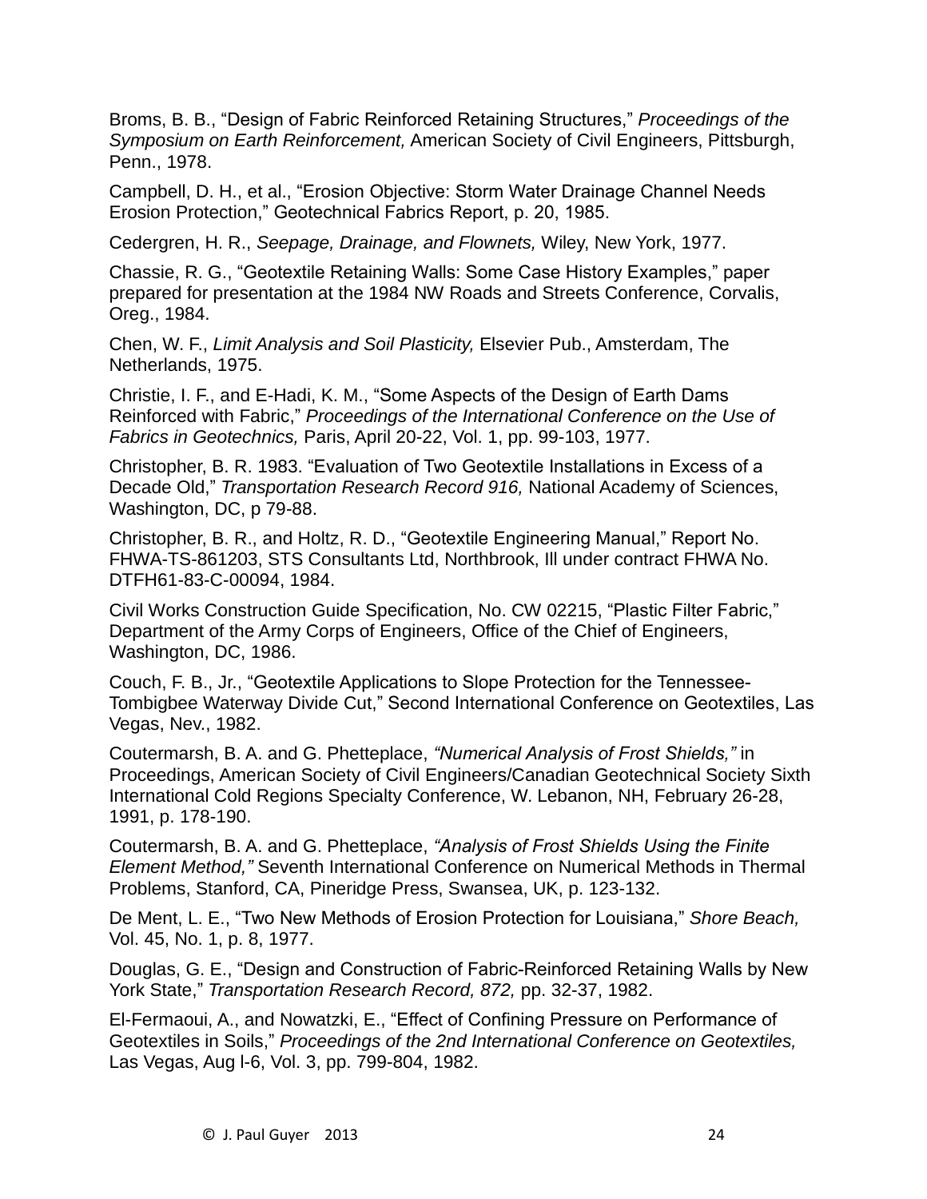Broms, B. B., “Design of Fabric Reinforced Retaining Structures,” *Proceedings of the Symposium on Earth Reinforcement,* American Society of Civil Engineers, Pittsburgh, Penn., 1978.

Campbell, D. H., et al., “Erosion Objective: Storm Water Drainage Channel Needs Erosion Protection,” Geotechnical Fabrics Report, p. 20, 1985.

Cedergren, H. R., *Seepage, Drainage, and Flownets,* Wiley, New York, 1977.

Chassie, R. G., “Geotextile Retaining Walls: Some Case History Examples,” paper prepared for presentation at the 1984 NW Roads and Streets Conference, Corvalis, Oreg., 1984.

Chen, W. F., *Limit Analysis and Soil Plasticity,* Elsevier Pub., Amsterdam, The Netherlands, 1975.

Christie, I. F., and E-Hadi, K. M., “Some Aspects of the Design of Earth Dams Reinforced with Fabric,” *Proceedings of the International Conference on the Use of Fabrics in Geotechnics,* Paris, April 20-22, Vol. 1, pp. 99-103, 1977.

Christopher, B. R. 1983. “Evaluation of Two Geotextile Installations in Excess of a Decade Old,” *Transportation Research Record 916,* National Academy of Sciences, Washington, DC, p 79-88.

Christopher, B. R., and Holtz, R. D., “Geotextile Engineering Manual,” Report No. FHWA-TS-861203, STS Consultants Ltd, Northbrook, Ill under contract FHWA No. DTFH61-83-C-00094, 1984.

Civil Works Construction Guide Specification, No. CW 02215, “Plastic Filter Fabric,” Department of the Army Corps of Engineers, Office of the Chief of Engineers, Washington, DC, 1986.

Couch, F. B., Jr., “Geotextile Applications to Slope Protection for the Tennessee-Tombigbee Waterway Divide Cut,” Second International Conference on Geotextiles, Las Vegas, Nev., 1982.

Coutermarsh, B. A. and G. Phetteplace, *“Numerical Analysis of Frost Shields,”* in Proceedings, American Society of Civil Engineers/Canadian Geotechnical Society Sixth International Cold Regions Specialty Conference, W. Lebanon, NH, February 26-28, 1991, p. 178-190.

Coutermarsh, B. A. and G. Phetteplace, *“Analysis of Frost Shields Using the Finite Element Method,”* Seventh International Conference on Numerical Methods in Thermal Problems, Stanford, CA, Pineridge Press, Swansea, UK, p. 123-132.

De Ment, L. E., “Two New Methods of Erosion Protection for Louisiana,” *Shore Beach,* Vol. 45, No. 1, p. 8, 1977.

Douglas, G. E., “Design and Construction of Fabric-Reinforced Retaining Walls by New York State,” *Transportation Research Record, 872,* pp. 32-37, 1982.

El-Fermaoui, A., and Nowatzki, E., “Effect of Confining Pressure on Performance of Geotextiles in Soils,” *Proceedings of the 2nd International Conference on Geotextiles,* Las Vegas, Aug l-6, Vol. 3, pp. 799-804, 1982.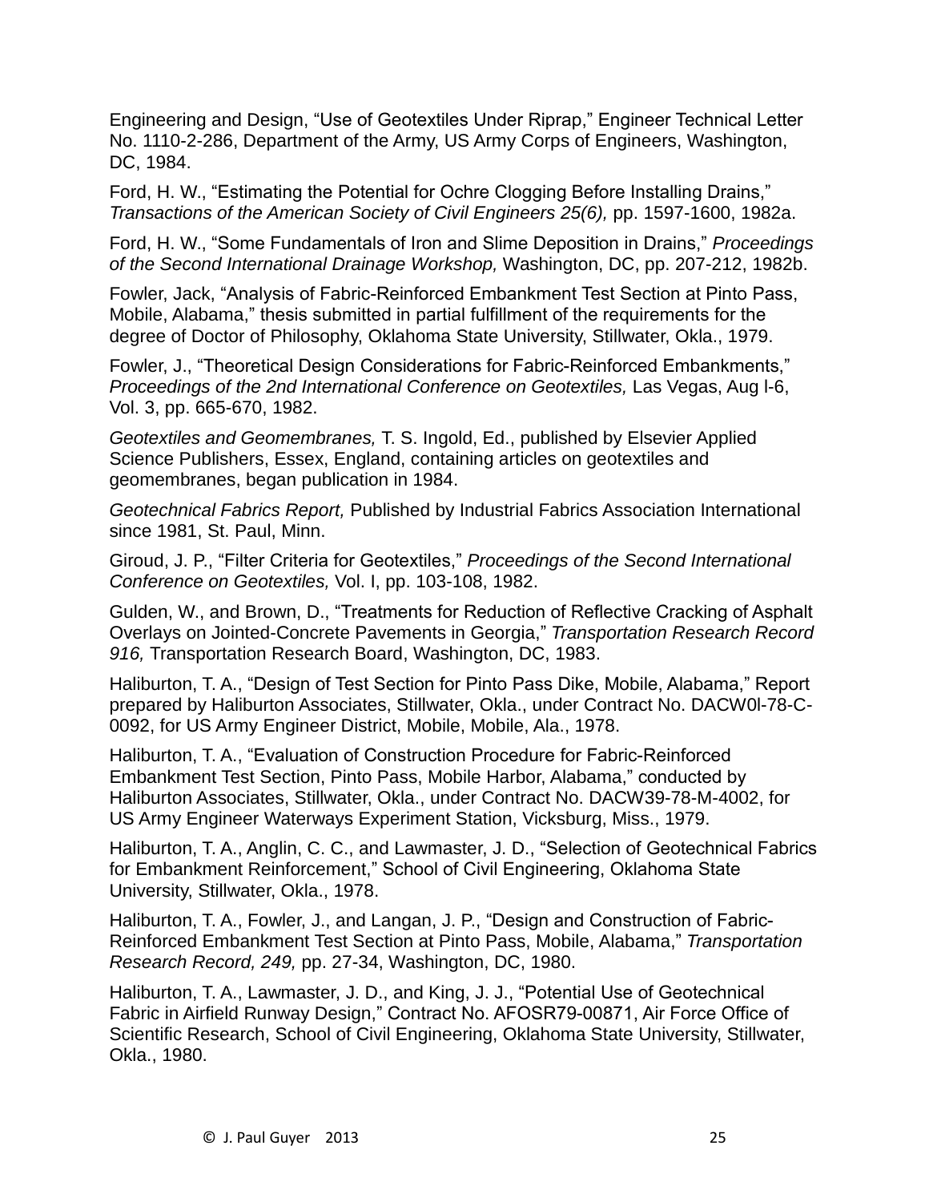Engineering and Design, “Use of Geotextiles Under Riprap,” Engineer Technical Letter No. 1110-2-286, Department of the Army, US Army Corps of Engineers, Washington, DC, 1984.

Ford, H. W., “Estimating the Potential for Ochre Clogging Before Installing Drains,” *Transactions of the American Society of Civil Engineers 25(6),* pp. 1597-1600, 1982a.

Ford, H. W., “Some Fundamentals of Iron and Slime Deposition in Drains,” *Proceedings of the Second International Drainage Workshop,* Washington, DC, pp. 207-212, 1982b.

Fowler, Jack, “Analysis of Fabric-Reinforced Embankment Test Section at Pinto Pass, Mobile, Alabama,” thesis submitted in partial fulfillment of the requirements for the degree of Doctor of Philosophy, Oklahoma State University, Stillwater, Okla., 1979.

Fowler, J., “Theoretical Design Considerations for Fabric-Reinforced Embankments,” *Proceedings of the 2nd International Conference on Geotextiles,* Las Vegas, Aug l-6, Vol. 3, pp. 665-670, 1982.

*Geotextiles and Geomembranes,* T. S. Ingold, Ed., published by Elsevier Applied Science Publishers, Essex, England, containing articles on geotextiles and geomembranes, began publication in 1984.

*Geotechnical Fabrics Report,* Published by Industrial Fabrics Association International since 1981, St. Paul, Minn.

Giroud, J. P., “Filter Criteria for Geotextiles,” *Proceedings of the Second International Conference on Geotextiles,* Vol. I, pp. 103-108, 1982.

Gulden, W., and Brown, D., “Treatments for Reduction of Reflective Cracking of Asphalt Overlays on Jointed-Concrete Pavements in Georgia,” *Transportation Research Record 916,* Transportation Research Board, Washington, DC, 1983.

Haliburton, T. A., “Design of Test Section for Pinto Pass Dike, Mobile, Alabama,” Report prepared by Haliburton Associates, Stillwater, Okla., under Contract No. DACW0l-78-C-0092, for US Army Engineer District, Mobile, Mobile, Ala., 1978.

Haliburton, T. A., “Evaluation of Construction Procedure for Fabric-Reinforced Embankment Test Section, Pinto Pass, Mobile Harbor, Alabama,” conducted by Haliburton Associates, Stillwater, Okla., under Contract No. DACW39-78-M-4002, for US Army Engineer Waterways Experiment Station, Vicksburg, Miss., 1979.

Haliburton, T. A., Anglin, C. C., and Lawmaster, J. D., “Selection of Geotechnical Fabrics for Embankment Reinforcement,” School of Civil Engineering, Oklahoma State University, Stillwater, Okla., 1978.

Haliburton, T. A., Fowler, J., and Langan, J. P., “Design and Construction of Fabric-Reinforced Embankment Test Section at Pinto Pass, Mobile, Alabama,” *Transportation Research Record, 249,* pp. 27-34, Washington, DC, 1980.

Haliburton, T. A., Lawmaster, J. D., and King, J. J., “Potential Use of Geotechnical Fabric in Airfield Runway Design,” Contract No. AFOSR79-00871, Air Force Office of Scientific Research, School of Civil Engineering, Oklahoma State University, Stillwater, Okla., 1980.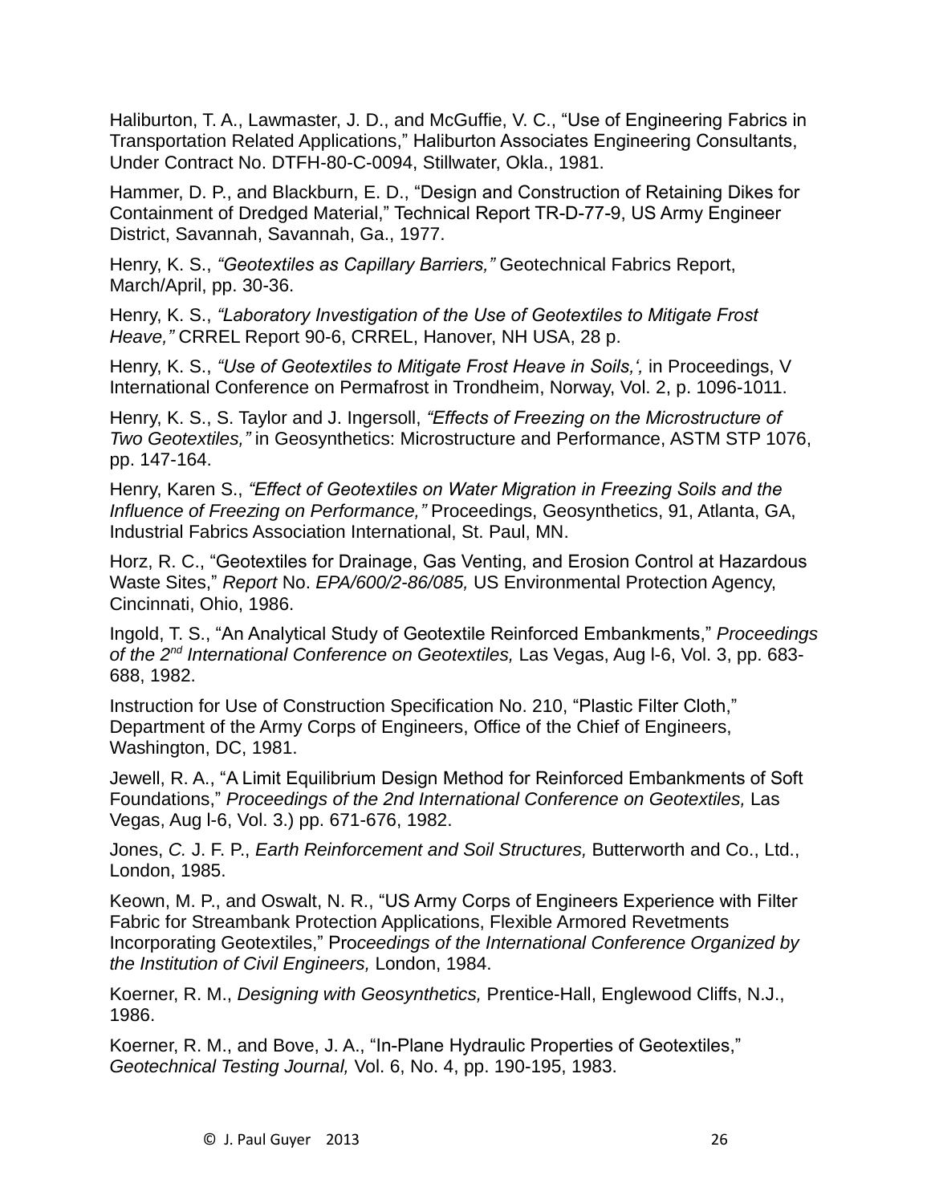Haliburton, T. A., Lawmaster, J. D., and McGuffie, V. C., “Use of Engineering Fabrics in Transportation Related Applications,” Haliburton Associates Engineering Consultants, Under Contract No. DTFH-80-C-0094, Stillwater, Okla., 1981.

Hammer, D. P., and Blackburn, E. D., “Design and Construction of Retaining Dikes for Containment of Dredged Material,” Technical Report TR-D-77-9, US Army Engineer District, Savannah, Savannah, Ga., 1977.

Henry, K. S., *“Geotextiles as Capillary Barriers,”* Geotechnical Fabrics Report, March/April, pp. 30-36.

Henry, K. S., *“Laboratory Investigation of the Use of Geotextiles to Mitigate Frost Heave,”* CRREL Report 90-6, CRREL, Hanover, NH USA, 28 p.

Henry, K. S., *“Use of Geotextiles to Mitigate Frost Heave in Soils,‘,* in Proceedings, V International Conference on Permafrost in Trondheim, Norway, Vol. 2, p. 1096-1011.

Henry, K. S., S. Taylor and J. Ingersoll, *“Effects of Freezing on the Microstructure of Two Geotextiles,”* in Geosynthetics: Microstructure and Performance, ASTM STP 1076, pp. 147-164.

Henry, Karen S., *“Effect of Geotextiles on Water Migration in Freezing Soils and the Influence of Freezing on Performance,”* Proceedings, Geosynthetics, 91, Atlanta, GA, Industrial Fabrics Association International, St. Paul, MN.

Horz, R. C., “Geotextiles for Drainage, Gas Venting, and Erosion Control at Hazardous Waste Sites,” *Report* No. *EPA/600/2-86/085,* US Environmental Protection Agency, Cincinnati, Ohio, 1986.

Ingold, T. S., “An Analytical Study of Geotextile Reinforced Embankments,” *Proceedings of the 2nd International Conference on Geotextiles,* Las Vegas, Aug l-6, Vol. 3, pp. 683-688, 1982.

Instruction for Use of Construction Specification No. 210, “Plastic Filter Cloth,” Department of the Army Corps of Engineers, Office of the Chief of Engineers, Washington, DC, 1981.

Jewell, R. A., “A Limit Equilibrium Design Method for Reinforced Embankments of Soft Foundations,” *Proceedings of the 2nd International Conference on Geotextiles,* Las Vegas, Aug l-6, Vol. 3.) pp. 671-676, 1982.

Jones, *C.* J. F. P., *Earth Reinforcement and Soil Structures,* Butterworth and Co., Ltd., London, 1985.

Keown, M. P., and Oswalt, N. R., “US Army Corps of Engineers Experience with Filter Fabric for Streambank Protection Applications, Flexible Armored Revetments Incorporating Geotextiles,” Pro*ceedings of the International Conference Organized by the Institution of Civil Engineers,* London, 1984.

Koerner, R. M., *Designing with Geosynthetics,* Prentice-Hall, Englewood Cliffs, N.J., 1986.

Koerner, R. M., and Bove, J. A., “In-Plane Hydraulic Properties of Geotextiles,” *Geotechnical Testing Journal,* Vol. 6, No. 4, pp. 190-195, 1983.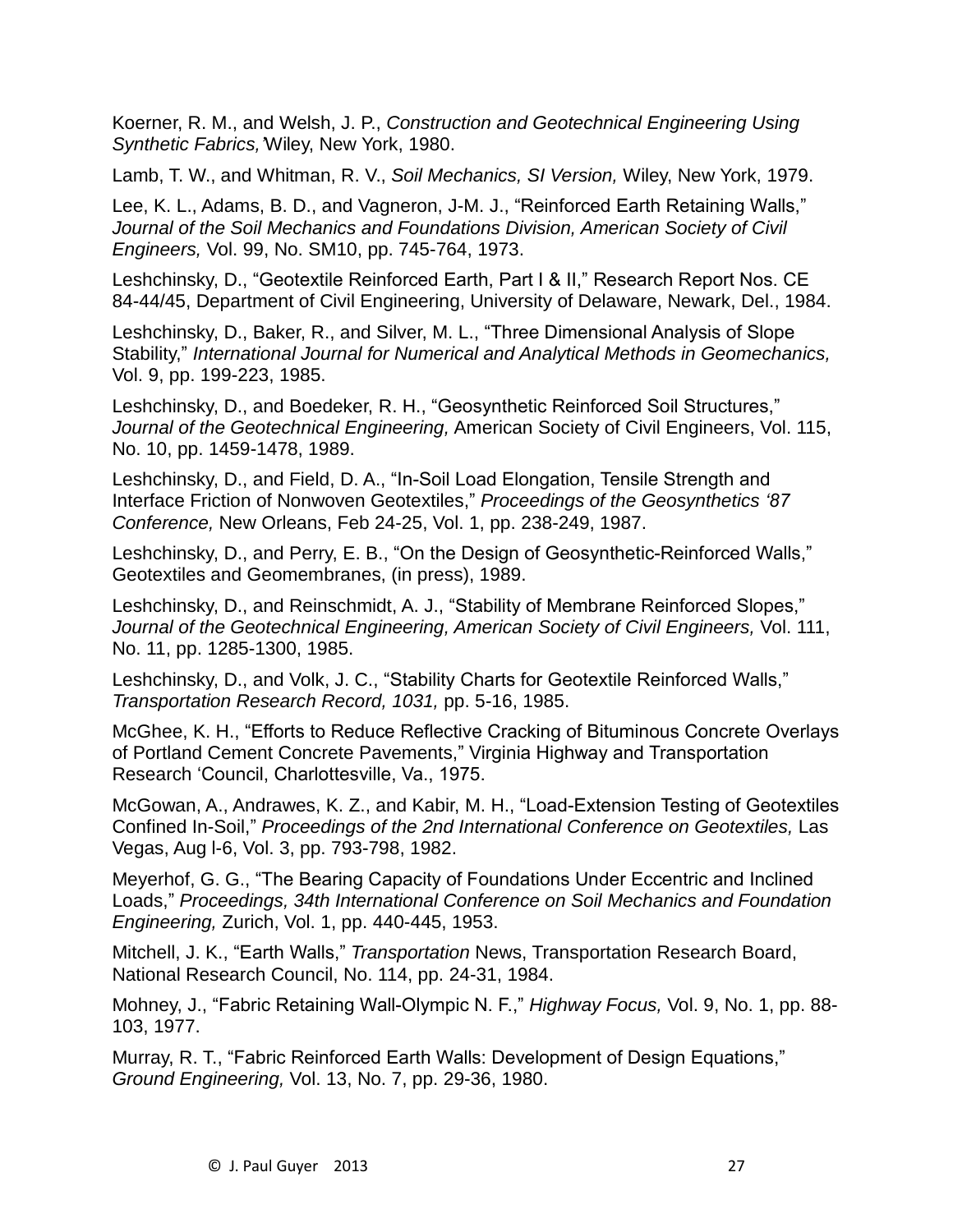Koerner, R. M., and Welsh, J. P., *Construction and Geotechnical Engineering Using Synthetic Fabrics,* Wiley, New York, 1980.

Lamb, T. W., and Whitman, R. V., *Soil Mechanics, SI Version,* Wiley, New York, 1979.

Lee, K. L., Adams, B. D., and Vagneron, J-M. J., "Reinforced Earth Retaining Walls," *Journal of the Soil Mechanics and Foundations Division, American Society of Civil Engineers,* Vol. 99, No. SM10, pp. 745-764, 1973.

Leshchinsky, D., "Geotextile Reinforced Earth, Part I & II," Research Report Nos. CE 84-44/45, Department of Civil Engineering, University of Delaware, Newark, Del., 1984.

Leshchinsky, D., Baker, R., and Silver, M. L., "Three Dimensional Analysis of Slope Stability," *International Journal for Numerical and Analytical Methods in Geomechanics,* Vol. 9, pp. 199-223, 1985.

Leshchinsky, D., and Boedeker, R. H., "Geosynthetic Reinforced Soil Structures," *Journal of the Geotechnical Engineering,* American Society of Civil Engineers, Vol. 115, No. 10, pp. 1459-1478, 1989.

Leshchinsky, D., and Field, D. A., "In-Soil Load Elongation, Tensile Strength and Interface Friction of Nonwoven Geotextiles," *Proceedings of the Geosynthetics '87 Conference,* New Orleans, Feb 24-25, Vol. 1, pp. 238-249, 1987.

Leshchinsky, D., and Perry, E. B., "On the Design of Geosynthetic-Reinforced Walls," Geotextiles and Geomembranes, (in press), 1989.

Leshchinsky, D., and Reinschmidt, A. J., "Stability of Membrane Reinforced Slopes," *Journal of the Geotechnical Engineering, American Society of Civil Engineers,* Vol. 111, No. 11, pp. 1285-1300, 1985.

Leshchinsky, D., and Volk, J. C., "Stability Charts for Geotextile Reinforced Walls," *Transportation Research Record, 1031,* pp. 5-16, 1985.

McGhee, K. H., "Efforts to Reduce Reflective Cracking of Bituminous Concrete Overlays of Portland Cement Concrete Pavements," Virginia Highway and Transportation Research 'Council, Charlottesville, Va., 1975.

McGowan, A., Andrawes, K. Z., and Kabir, M. H., "Load-Extension Testing of Geotextiles Confined In-Soil," *Proceedings of the 2nd International Conference on Geotextiles,* Las Vegas, Aug l-6, Vol. 3, pp. 793-798, 1982.

Meyerhof, G. G., "The Bearing Capacity of Foundations Under Eccentric and Inclined Loads," *Proceedings, 34th International Conference on Soil Mechanics and Foundation Engineering,* Zurich, Vol. 1, pp. 440-445, 1953.

Mitchell, J. K., "Earth Walls," *Transportation* News, Transportation Research Board, National Research Council, No. 114, pp. 24-31, 1984.

Mohney, J., "Fabric Retaining Wall-Olympic N. F.," *Highway Focus,* Vol. 9, No. 1, pp. 88-103, 1977.

Murray, R. T., "Fabric Reinforced Earth Walls: Development of Design Equations," *Ground Engineering,* Vol. 13, No. 7, pp. 29-36, 1980.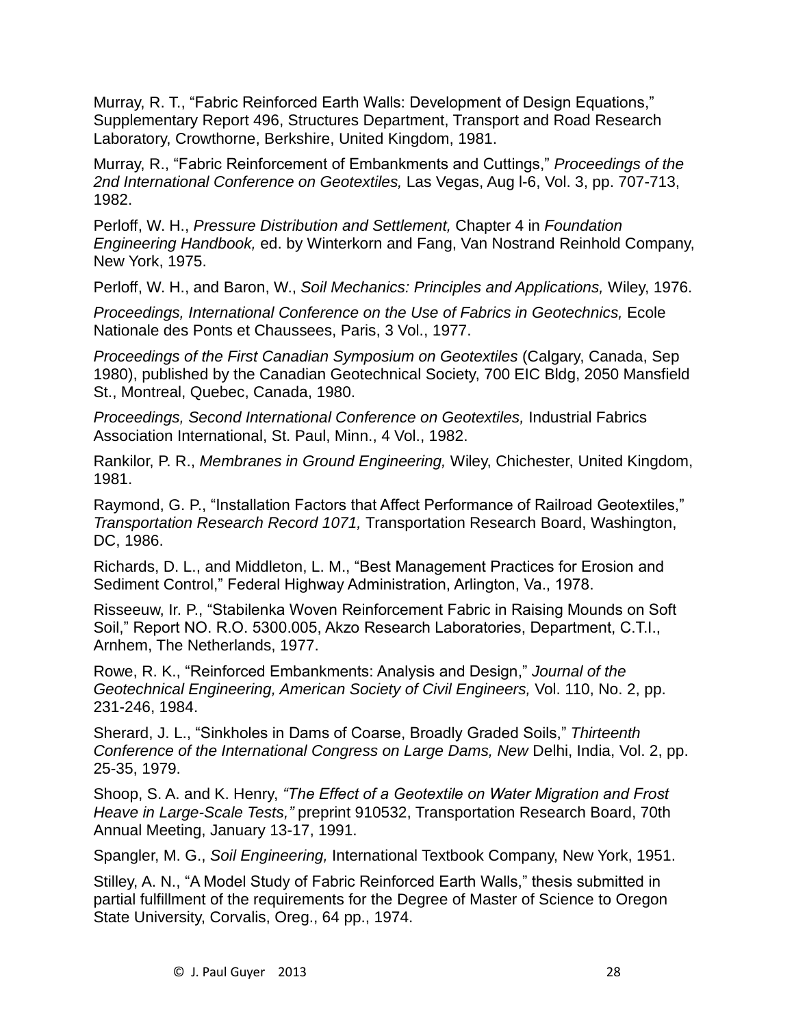Murray, R. T., “Fabric Reinforced Earth Walls: Development of Design Equations,” Supplementary Report 496, Structures Department, Transport and Road Research Laboratory, Crowthorne, Berkshire, United Kingdom, 1981.

Murray, R., “Fabric Reinforcement of Embankments and Cuttings,” *Proceedings of the 2nd International Conference on Geotextiles,* Las Vegas, Aug l-6, Vol. 3, pp. 707-713, 1982.

Perloff, W. H., *Pressure Distribution and Settlement,* Chapter 4 in *Foundation Engineering Handbook,* ed. by Winterkorn and Fang, Van Nostrand Reinhold Company, New York, 1975.

Perloff, W. H., and Baron, W., *Soil Mechanics: Principles and Applications,* Wiley, 1976.

*Proceedings, International Conference on the Use of Fabrics in Geotechnics,* Ecole Nationale des Ponts et Chaussees, Paris, 3 Vol., 1977.

*Proceedings of the First Canadian Symposium on Geotextiles* (Calgary, Canada, Sep 1980), published by the Canadian Geotechnical Society, 700 EIC Bldg, 2050 Mansfield St., Montreal, Quebec, Canada, 1980.

*Proceedings, Second International Conference on Geotextiles,* Industrial Fabrics Association International, St. Paul, Minn., 4 Vol., 1982.

Rankilor, P. R., *Membranes in Ground Engineering,* Wiley, Chichester, United Kingdom, 1981.

Raymond, G. P., “Installation Factors that Affect Performance of Railroad Geotextiles,” *Transportation Research Record 1071,* Transportation Research Board, Washington, DC, 1986.

Richards, D. L., and Middleton, L. M., “Best Management Practices for Erosion and Sediment Control,” Federal Highway Administration, Arlington, Va., 1978.

Risseeuw, Ir. P., “Stabilenka Woven Reinforcement Fabric in Raising Mounds on Soft Soil,” Report NO. R.O. 5300.005, Akzo Research Laboratories, Department, C.T.l., Arnhem, The Netherlands, 1977.

Rowe, R. K., “Reinforced Embankments: Analysis and Design,” *Journal of the Geotechnical Engineering, American Society of Civil Engineers,* Vol. 110, No. 2, pp. 231-246, 1984.

Sherard, J. L., “Sinkholes in Dams of Coarse, Broadly Graded Soils,” *Thirteenth Conference of the International Congress on Large Dams, New* Delhi, India, Vol. 2, pp. 25-35, 1979.

Shoop, S. A. and K. Henry, *“The Effect of a Geotextile on Water Migration and Frost Heave in Large-Scale Tests,”* preprint 910532, Transportation Research Board, 70th Annual Meeting, January 13-17, 1991.

Spangler, M. G., *Soil Engineering,* International Textbook Company, New York, 1951.

Stilley, A. N., “A Model Study of Fabric Reinforced Earth Walls,” thesis submitted in partial fulfillment of the requirements for the Degree of Master of Science to Oregon State University, Corvalis, Oreg., 64 pp., 1974.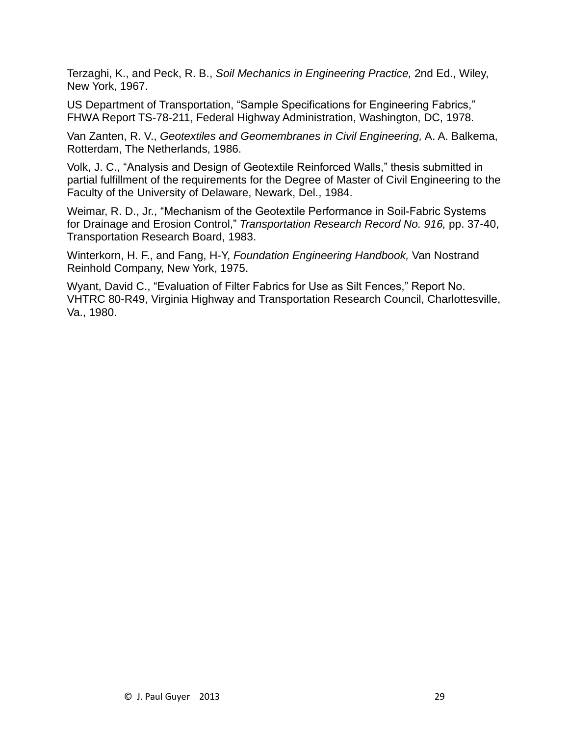Terzaghi, K., and Peck, R. B., *Soil Mechanics in Engineering Practice,* 2nd Ed., Wiley, New York, 1967.

US Department of Transportation, "Sample Specifications for Engineering Fabrics," FHWA Report TS-78-211, Federal Highway Administration, Washington, DC, 1978.

Van Zanten, R. V., *Geotextiles and Geomembranes in Civil Engineering,* A. A. Balkema, Rotterdam, The Netherlands, 1986.

Volk, J. C., "Analysis and Design of Geotextile Reinforced Walls," thesis submitted in partial fulfillment of the requirements for the Degree of Master of Civil Engineering to the Faculty of the University of Delaware, Newark, Del., 1984.

Weimar, R. D., Jr., "Mechanism of the Geotextile Performance in Soil-Fabric Systems for Drainage and Erosion Control," *Transportation Research Record No. 916,* pp. 37-40, Transportation Research Board, 1983.

Winterkorn, H. F., and Fang, H-Y, *Foundation Engineering Handbook,* Van Nostrand Reinhold Company, New York, 1975.

Wyant, David C., "Evaluation of Filter Fabrics for Use as Silt Fences," Report No. VHTRC 80-R49, Virginia Highway and Transportation Research Council, Charlottesville, Va., 1980.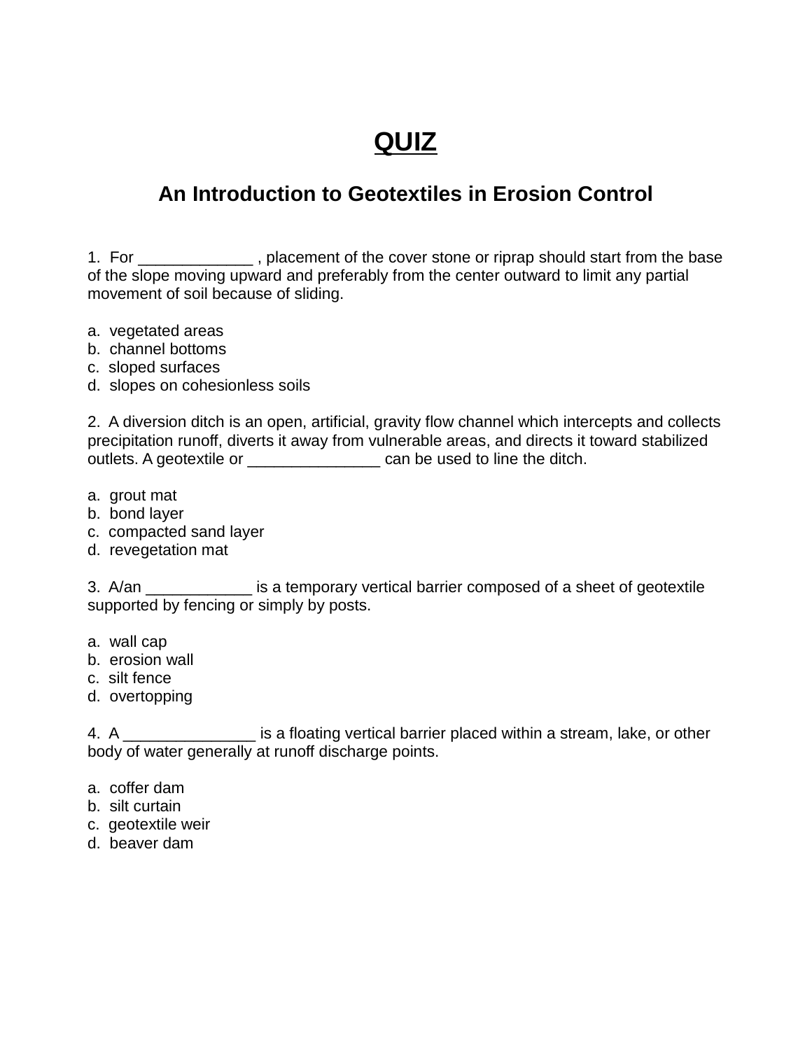# QUIZ

## An Introduction to Geotextiles in Erosion Control

1. For _____________ , placement of the cover stone or riprap should start from the base of the slope moving upward and preferably from the center outward to limit any partial movement of soil because of sliding.

a. vegetated areas
b. channel bottoms
c. sloped surfaces
d. slopes on cohesionless soils

2. A diversion ditch is an open, artificial, gravity flow channel which intercepts and collects precipitation runoff, diverts it away from vulnerable areas, and directs it toward stabilized outlets. A geotextile or _______________ can be used to line the ditch.

a. grout mat
b. bond layer
c. compacted sand layer
d. revegetation mat

3. A/an ____________ is a temporary vertical barrier composed of a sheet of geotextile supported by fencing or simply by posts.

a. wall cap
b. erosion wall
c. silt fence
d. overtopping

4. A _______________ is a floating vertical barrier placed within a stream, lake, or other body of water generally at runoff discharge points.

a. coffer dam
b. silt curtain
c. geotextile weir
d. beaver dam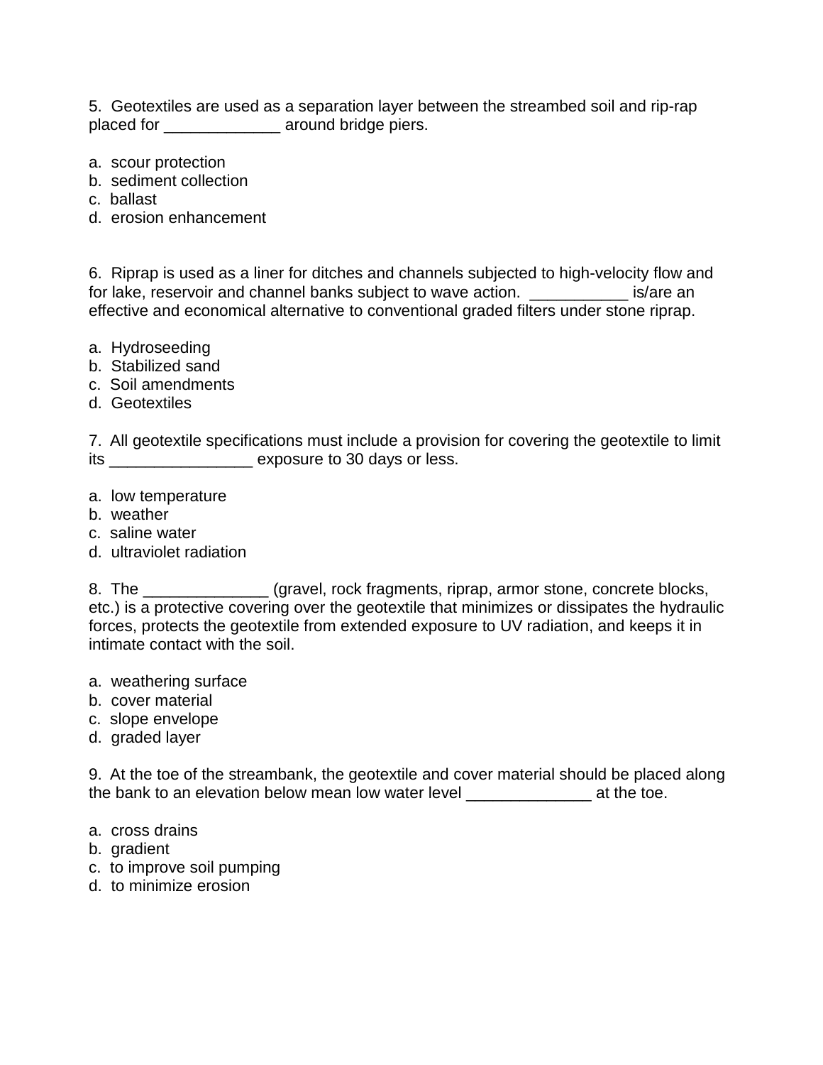5. Geotextiles are used as a separation layer between the streambed soil and rip-rap placed for _____________ around bridge piers.

a. scour protection
b. sediment collection
c. ballast
d. erosion enhancement

6. Riprap is used as a liner for ditches and channels subjected to high-velocity flow and for lake, reservoir and channel banks subject to wave action. ___________ is/are an effective and economical alternative to conventional graded filters under stone riprap.

a. Hydroseeding
b. Stabilized sand
c. Soil amendments
d. Geotextiles

7. All geotextile specifications must include a provision for covering the geotextile to limit its ________________ exposure to 30 days or less.

a. low temperature
b. weather
c. saline water
d. ultraviolet radiation

8. The ______________ (gravel, rock fragments, riprap, armor stone, concrete blocks, etc.) is a protective covering over the geotextile that minimizes or dissipates the hydraulic forces, protects the geotextile from extended exposure to UV radiation, and keeps it in intimate contact with the soil.

a. weathering surface
b. cover material
c. slope envelope
d. graded layer

9. At the toe of the streambank, the geotextile and cover material should be placed along the bank to an elevation below mean low water level ______________ at the toe.

a. cross drains
b. gradient
c. to improve soil pumping
d. to minimize erosion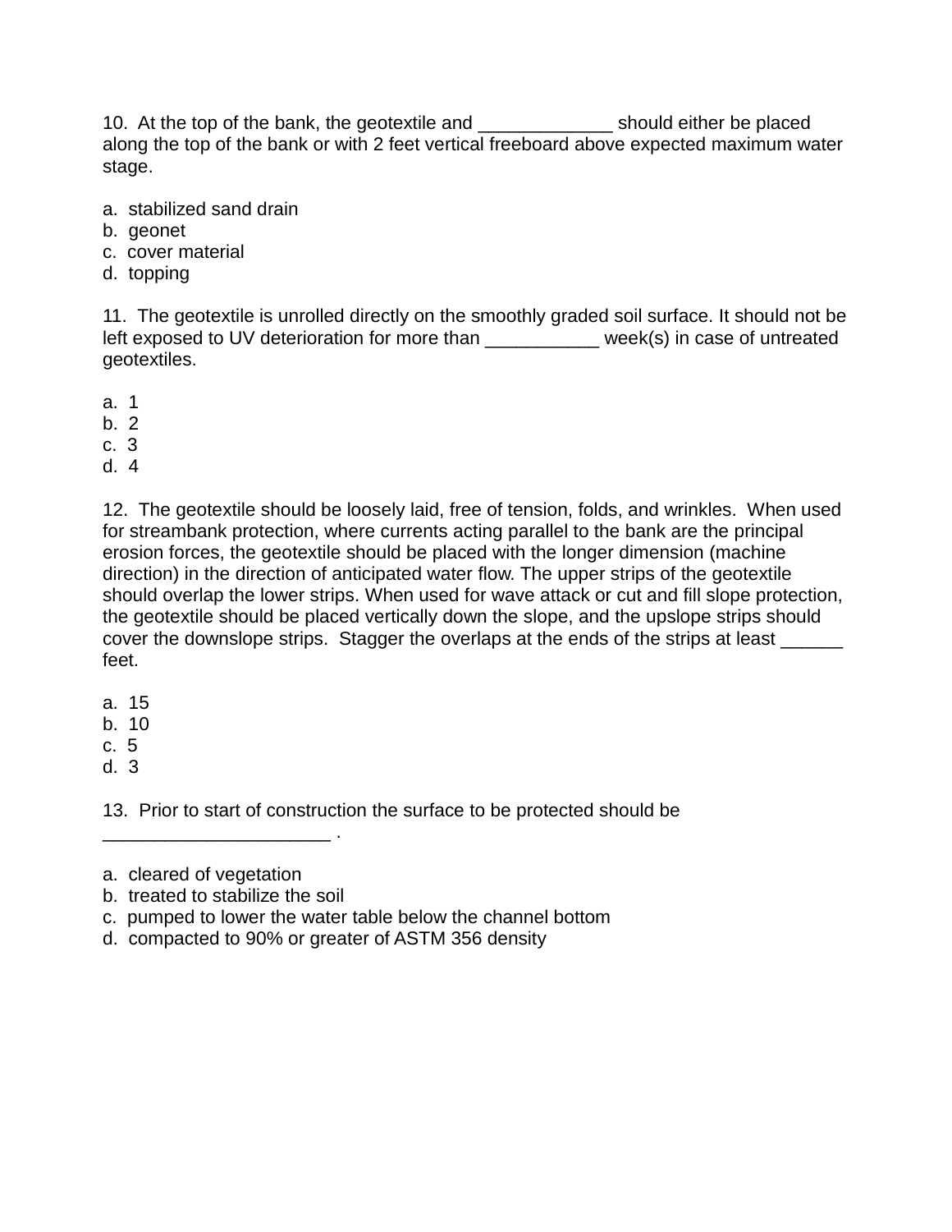10. At the top of the bank, the geotextile and _____________ should either be placed along the top of the bank or with 2 feet vertical freeboard above expected maximum water stage.

a. stabilized sand drain
b. geonet
c. cover material
d. topping

11. The geotextile is unrolled directly on the smoothly graded soil surface. It should not be left exposed to UV deterioration for more than ___________ week(s) in case of untreated geotextiles.

a. 1
b. 2
c. 3
d. 4

12. The geotextile should be loosely laid, free of tension, folds, and wrinkles. When used for streambank protection, where currents acting parallel to the bank are the principal erosion forces, the geotextile should be placed with the longer dimension (machine direction) in the direction of anticipated water flow. The upper strips of the geotextile should overlap the lower strips. When used for wave attack or cut and fill slope protection, the geotextile should be placed vertically down the slope, and the upslope strips should cover the downslope strips. Stagger the overlaps at the ends of the strips at least ______ feet.

a. 15
b. 10
c. 5
d. 3

13. Prior to start of construction the surface to be protected should be _____________________ .

a. cleared of vegetation
b. treated to stabilize the soil
c. pumped to lower the water table below the channel bottom
d. compacted to 90% or greater of ASTM 356 density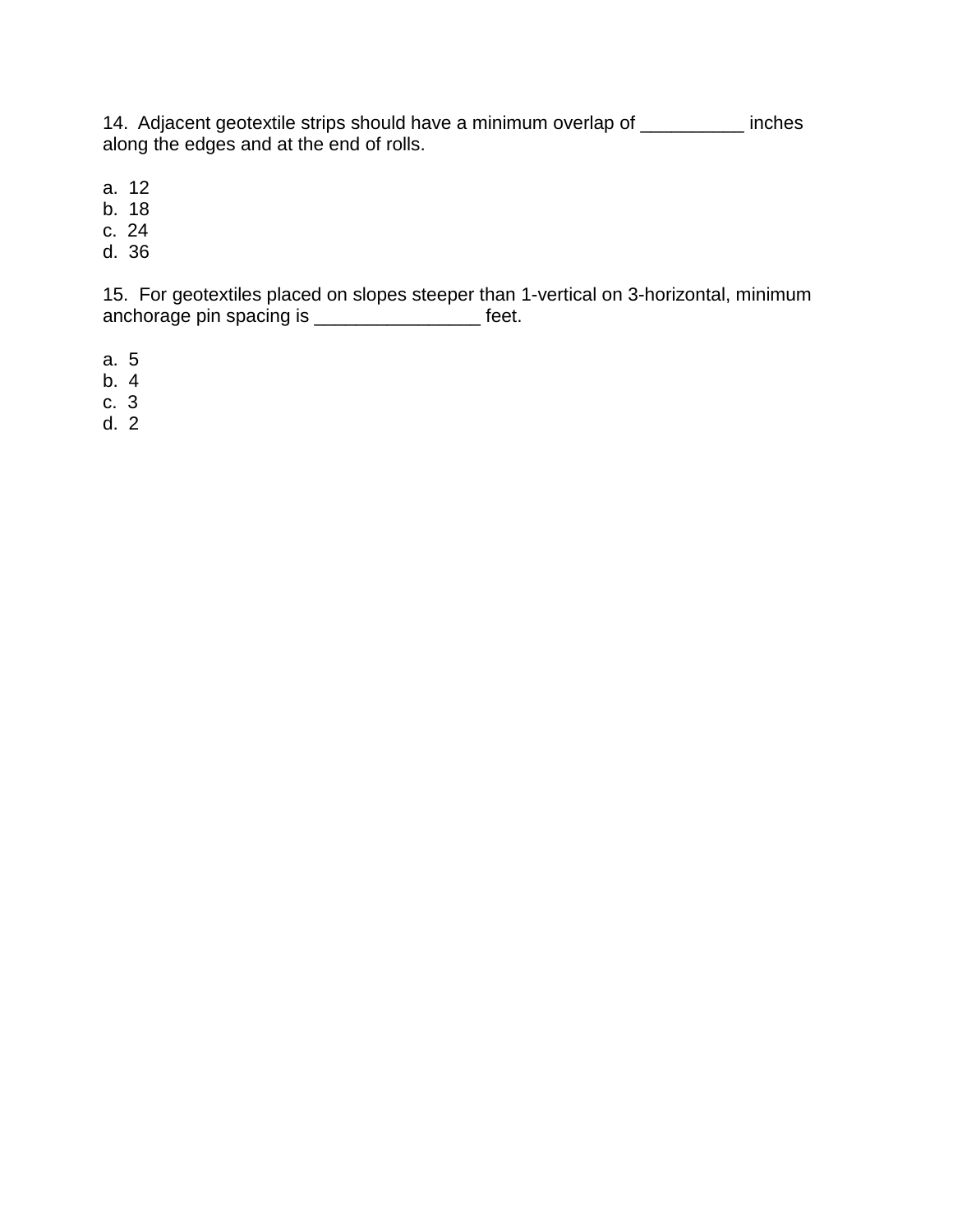14. Adjacent geotextile strips should have a minimum overlap of __________ inches along the edges and at the end of rolls.

a. 12
b. 18
c. 24
d. 36

15. For geotextiles placed on slopes steeper than 1-vertical on 3-horizontal, minimum anchorage pin spacing is ________________ feet.

a. 5
b. 4
c. 3
d. 2